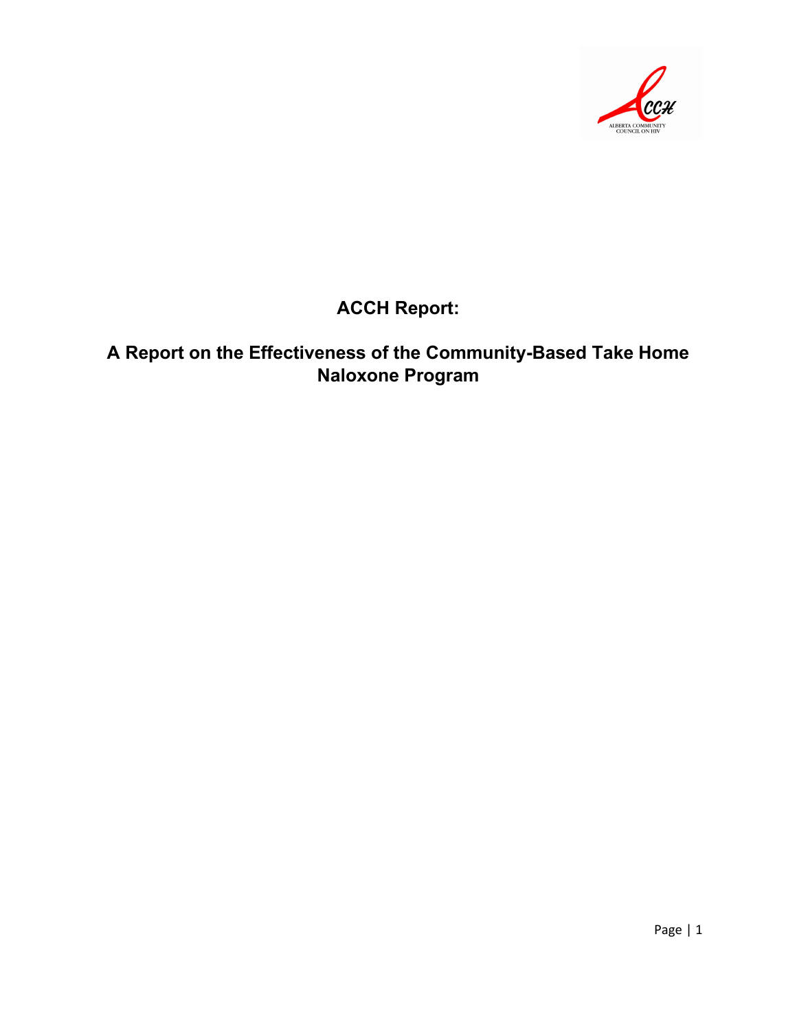# ACCH Report:

## A Report on the Effectiveness of the Community-Based Take Home Naloxone Program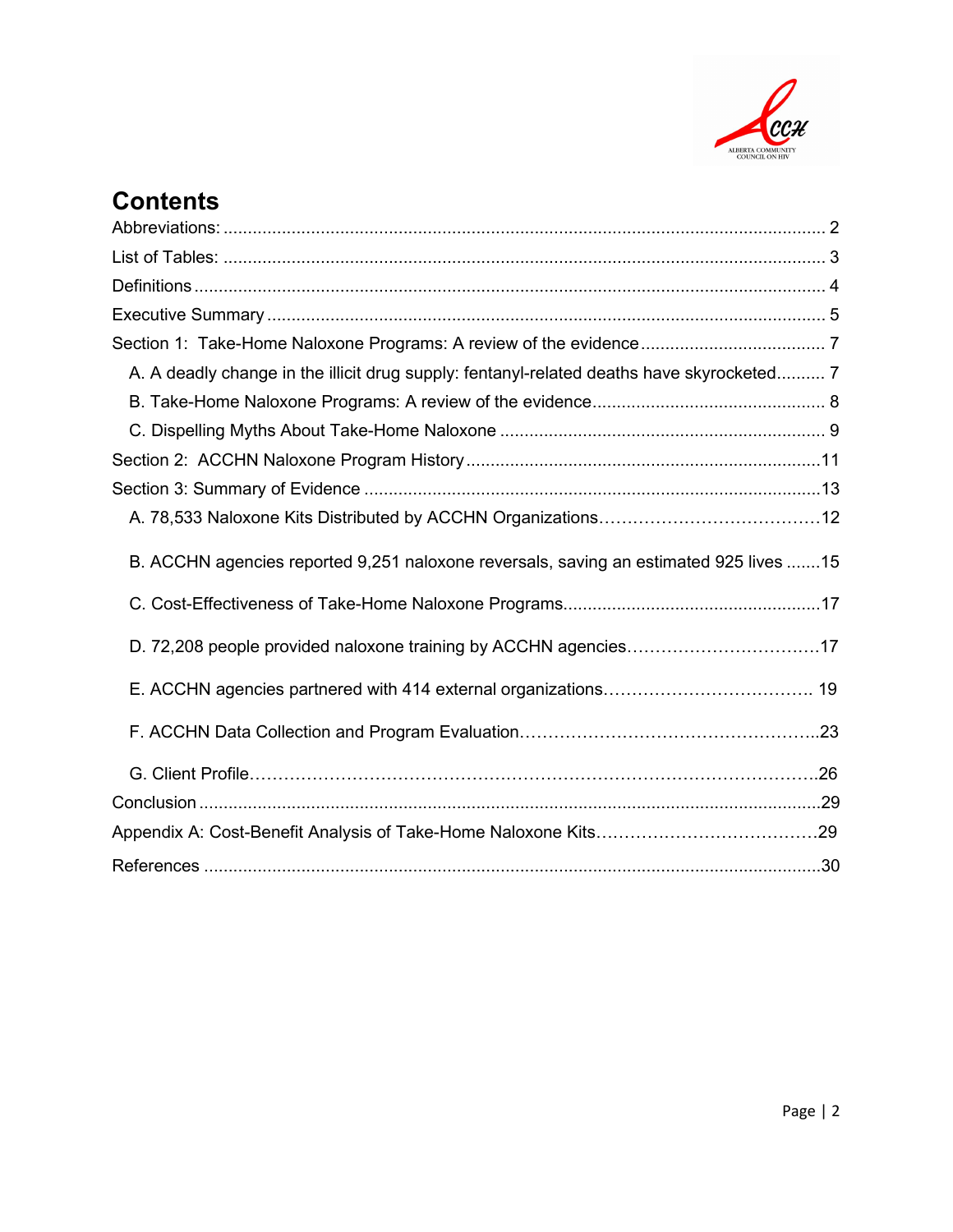# Contents

Abbreviations: ........................................................................................................................... 2

List of Tables: ........................................................................................................................... 3

Definitions ................................................................................................................................. 4

Executive Summary ................................................................................................................... 5

Section 1: Take-Home Naloxone Programs: A review of the evidence ..................................... 7

- A. A deadly change in the illicit drug supply: fentanyl-related deaths have skyrocketed.......... 7
- B. Take-Home Naloxone Programs: A review of the evidence................................................ 8
- C. Dispelling Myths About Take-Home Naloxone ................................................................... 9

Section 2: ACCHN Naloxone Program History ........................................................................11

Section 3: Summary of Evidence .............................................................................................13

- A. 78,533 Naloxone Kits Distributed by ACCHN Organizations…………………………………12
- B. ACCHN agencies reported 9,251 naloxone reversals, saving an estimated 925 lives .......15
- C. Cost-Effectiveness of Take-Home Naloxone Programs....................................................17
- D. 72,208 people provided naloxone training by ACCHN agencies…………………………….17
- E. ACCHN agencies partnered with 414 external organizations………………………………. 19
- F. ACCHN Data Collection and Program Evaluation……………………………………………..23
- G. Client Profile……………………………………………………………………………………..26

Conclusion ..............................................................................................................................29

Appendix A: Cost-Benefit Analysis of Take-Home Naloxone Kits…………………………………29

References ..............................................................................................................................30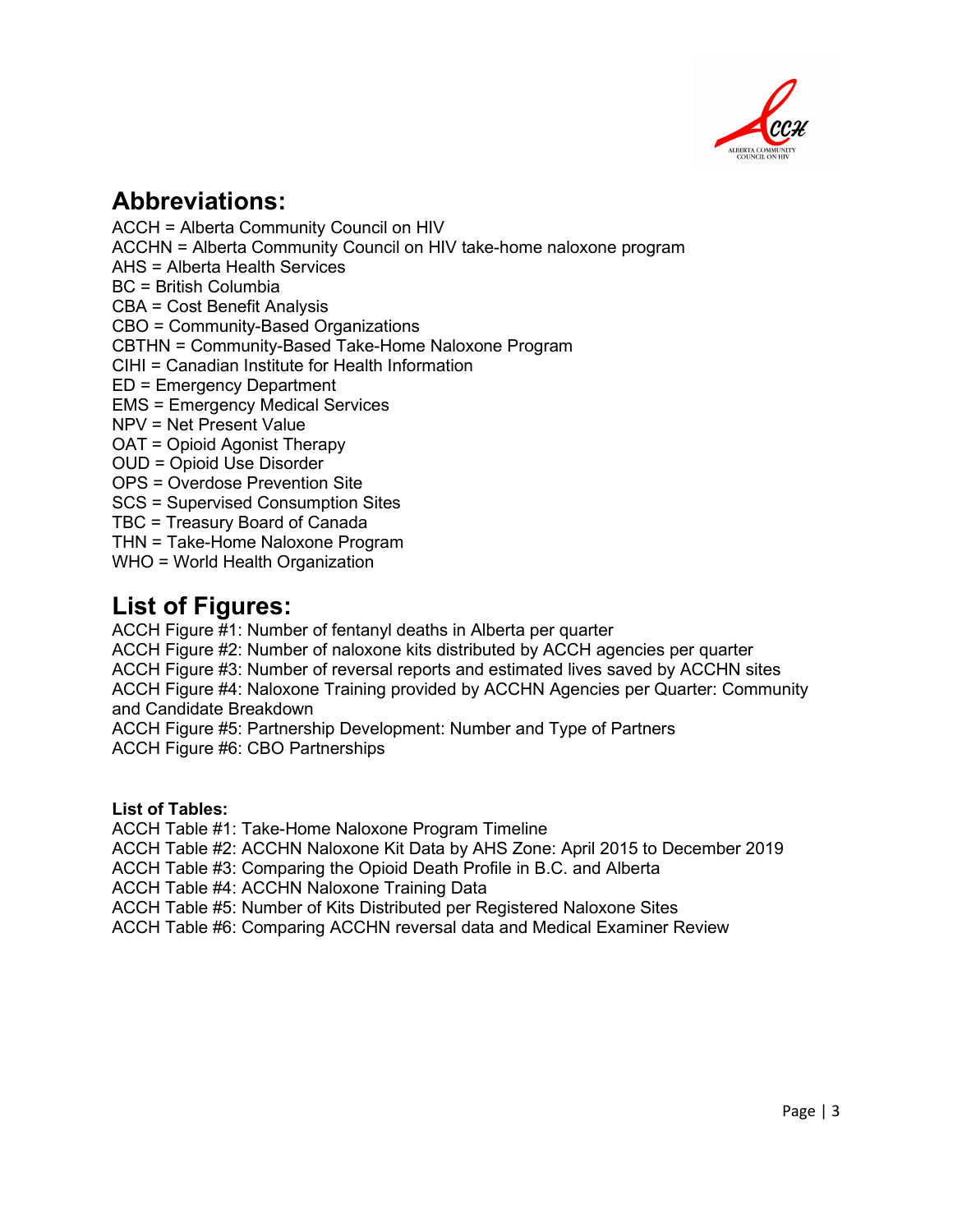## Abbreviations:

ACCH = Alberta Community Council on HIV
ACCHN = Alberta Community Council on HIV take-home naloxone program
AHS = Alberta Health Services
BC = British Columbia
CBA = Cost Benefit Analysis
CBO = Community-Based Organizations
CBTHN = Community-Based Take-Home Naloxone Program
CIHI = Canadian Institute for Health Information
ED = Emergency Department
EMS = Emergency Medical Services
NPV = Net Present Value
OAT = Opioid Agonist Therapy
OUD = Opioid Use Disorder
OPS = Overdose Prevention Site
SCS = Supervised Consumption Sites
TBC = Treasury Board of Canada
THN = Take-Home Naloxone Program
WHO = World Health Organization

## List of Figures:

ACCH Figure #1: Number of fentanyl deaths in Alberta per quarter
ACCH Figure #2: Number of naloxone kits distributed by ACCH agencies per quarter
ACCH Figure #3: Number of reversal reports and estimated lives saved by ACCHN sites
ACCH Figure #4: Naloxone Training provided by ACCHN Agencies per Quarter: Community and Candidate Breakdown
ACCH Figure #5: Partnership Development: Number and Type of Partners
ACCH Figure #6: CBO Partnerships

**List of Tables:**

ACCH Table #1: Take-Home Naloxone Program Timeline
ACCH Table #2: ACCHN Naloxone Kit Data by AHS Zone: April 2015 to December 2019
ACCH Table #3: Comparing the Opioid Death Profile in B.C. and Alberta
ACCH Table #4: ACCHN Naloxone Training Data
ACCH Table #5: Number of Kits Distributed per Registered Naloxone Sites
ACCH Table #6: Comparing ACCHN reversal data and Medical Examiner Review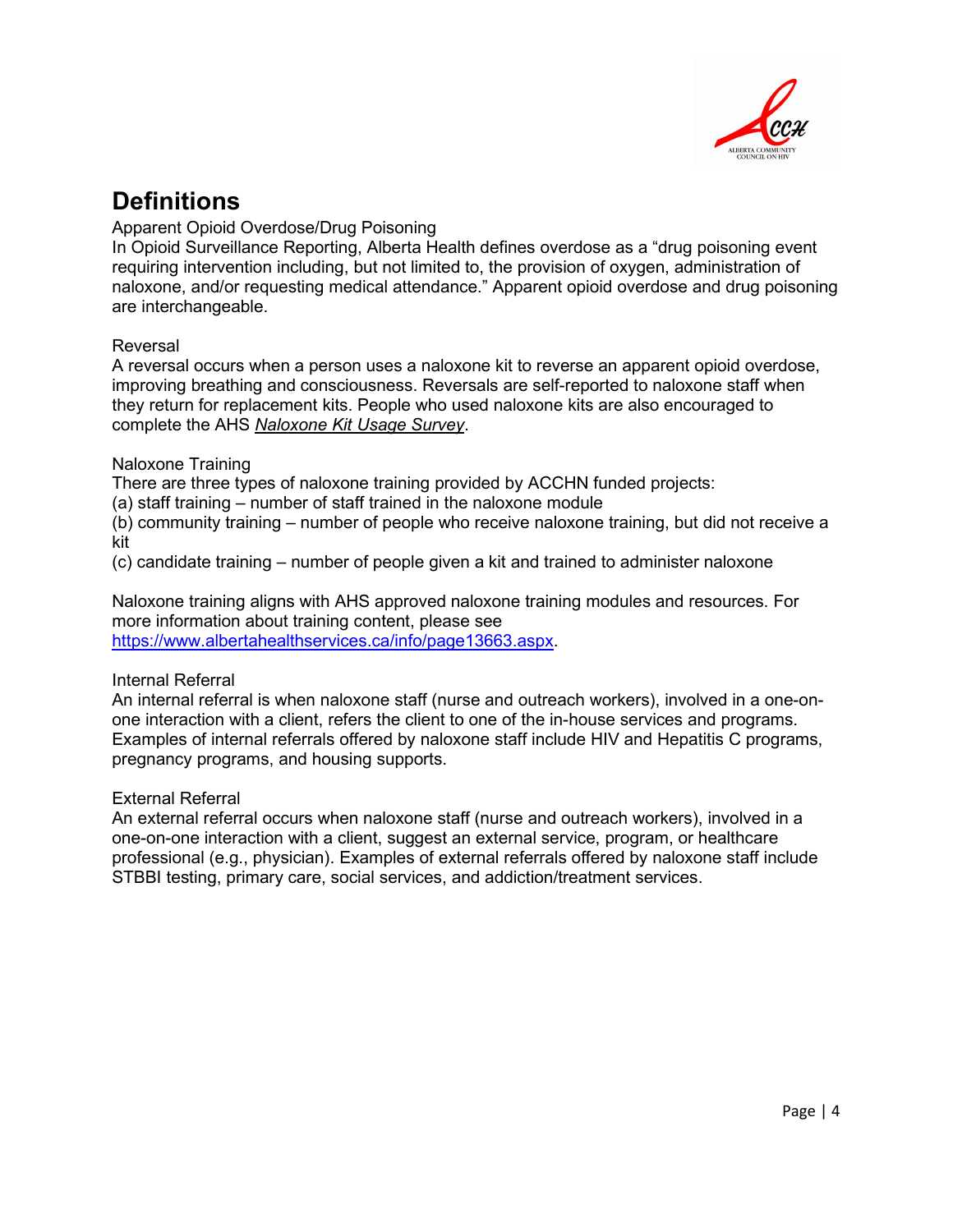# Definitions

Apparent Opioid Overdose/Drug Poisoning

In Opioid Surveillance Reporting, Alberta Health defines overdose as a "drug poisoning event requiring intervention including, but not limited to, the provision of oxygen, administration of naloxone, and/or requesting medical attendance." Apparent opioid overdose and drug poisoning are interchangeable.

Reversal

A reversal occurs when a person uses a naloxone kit to reverse an apparent opioid overdose, improving breathing and consciousness. Reversals are self-reported to naloxone staff when they return for replacement kits. People who used naloxone kits are also encouraged to complete the AHS *Naloxone Kit Usage Survey*.

Naloxone Training

There are three types of naloxone training provided by ACCHN funded projects:

(a) staff training – number of staff trained in the naloxone module

(b) community training – number of people who receive naloxone training, but did not receive a kit

(c) candidate training – number of people given a kit and trained to administer naloxone

Naloxone training aligns with AHS approved naloxone training modules and resources. For more information about training content, please see https://www.albertahealthservices.ca/info/page13663.aspx.

Internal Referral

An internal referral is when naloxone staff (nurse and outreach workers), involved in a one-on-one interaction with a client, refers the client to one of the in-house services and programs. Examples of internal referrals offered by naloxone staff include HIV and Hepatitis C programs, pregnancy programs, and housing supports.

External Referral

An external referral occurs when naloxone staff (nurse and outreach workers), involved in a one-on-one interaction with a client, suggest an external service, program, or healthcare professional (e.g., physician). Examples of external referrals offered by naloxone staff include STBBI testing, primary care, social services, and addiction/treatment services.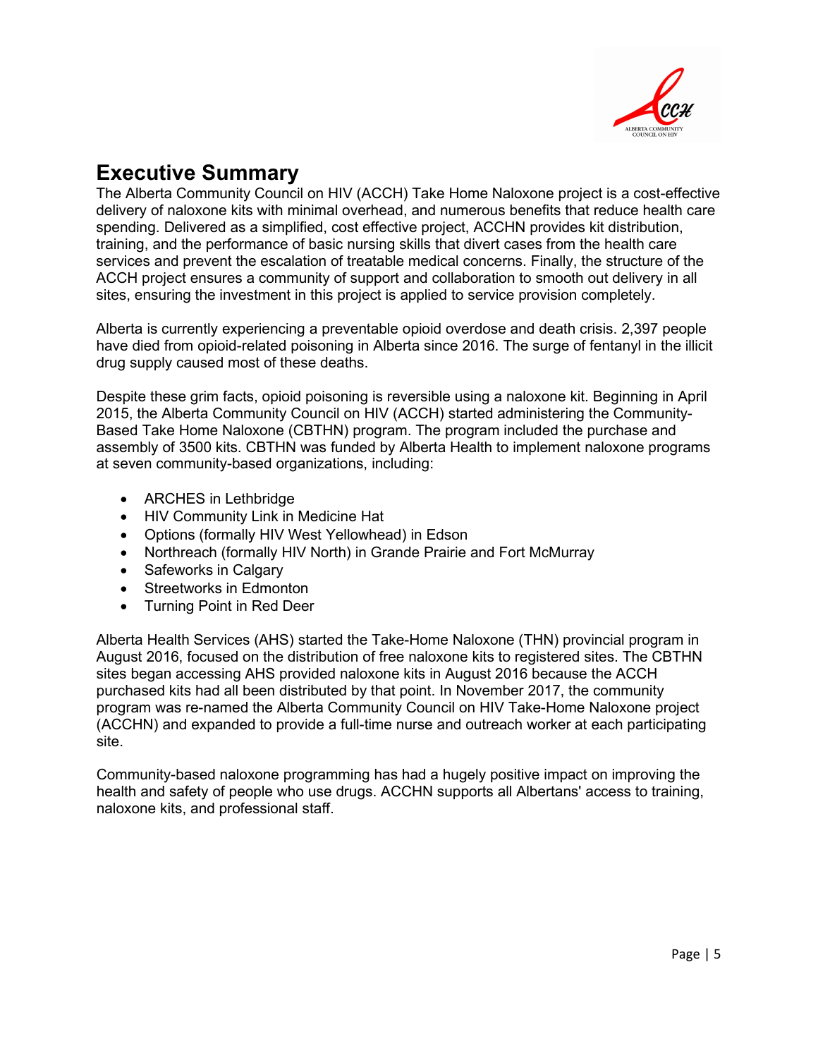# Executive Summary

The Alberta Community Council on HIV (ACCH) Take Home Naloxone project is a cost-effective delivery of naloxone kits with minimal overhead, and numerous benefits that reduce health care spending. Delivered as a simplified, cost effective project, ACCHN provides kit distribution, training, and the performance of basic nursing skills that divert cases from the health care services and prevent the escalation of treatable medical concerns. Finally, the structure of the ACCH project ensures a community of support and collaboration to smooth out delivery in all sites, ensuring the investment in this project is applied to service provision completely.

Alberta is currently experiencing a preventable opioid overdose and death crisis. 2,397 people have died from opioid-related poisoning in Alberta since 2016. The surge of fentanyl in the illicit drug supply caused most of these deaths.

Despite these grim facts, opioid poisoning is reversible using a naloxone kit. Beginning in April 2015, the Alberta Community Council on HIV (ACCH) started administering the Community-Based Take Home Naloxone (CBTHN) program. The program included the purchase and assembly of 3500 kits. CBTHN was funded by Alberta Health to implement naloxone programs at seven community-based organizations, including:

- ARCHES in Lethbridge
- HIV Community Link in Medicine Hat
- Options (formally HIV West Yellowhead) in Edson
- Northreach (formally HIV North) in Grande Prairie and Fort McMurray
- Safeworks in Calgary
- Streetworks in Edmonton
- Turning Point in Red Deer

Alberta Health Services (AHS) started the Take-Home Naloxone (THN) provincial program in August 2016, focused on the distribution of free naloxone kits to registered sites. The CBTHN sites began accessing AHS provided naloxone kits in August 2016 because the ACCH purchased kits had all been distributed by that point. In November 2017, the community program was re-named the Alberta Community Council on HIV Take-Home Naloxone project (ACCHN) and expanded to provide a full-time nurse and outreach worker at each participating site.

Community-based naloxone programming has had a hugely positive impact on improving the health and safety of people who use drugs. ACCHN supports all Albertans' access to training, naloxone kits, and professional staff.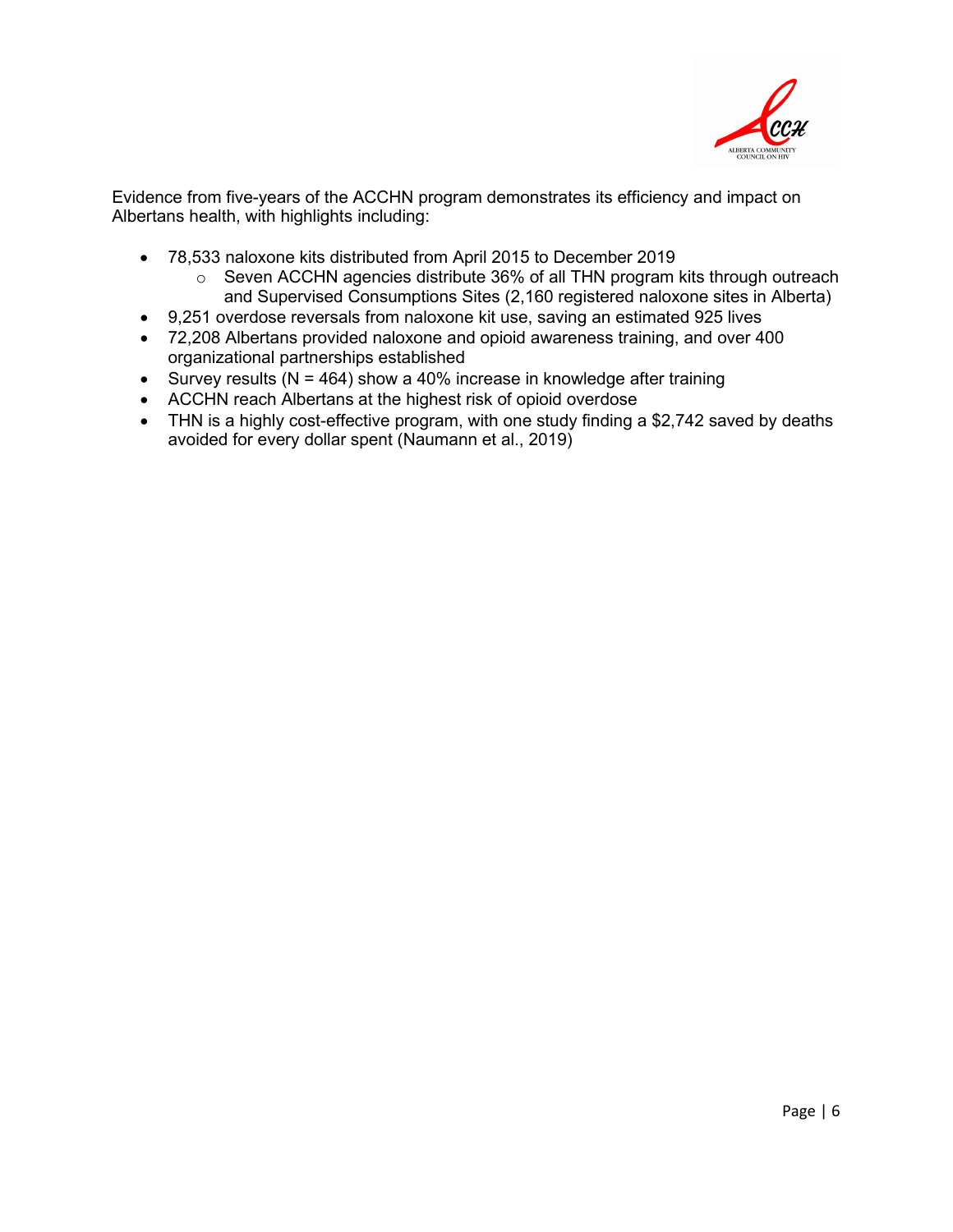Evidence from five-years of the ACCHN program demonstrates its efficiency and impact on Albertans health, with highlights including:

- 78,533 naloxone kits distributed from April 2015 to December 2019
  - Seven ACCHN agencies distribute 36% of all THN program kits through outreach and Supervised Consumptions Sites (2,160 registered naloxone sites in Alberta)
- 9,251 overdose reversals from naloxone kit use, saving an estimated 925 lives
- 72,208 Albertans provided naloxone and opioid awareness training, and over 400 organizational partnerships established
- Survey results (N = 464) show a 40% increase in knowledge after training
- ACCHN reach Albertans at the highest risk of opioid overdose
- THN is a highly cost-effective program, with one study finding a $2,742 saved by deaths avoided for every dollar spent (Naumann et al., 2019)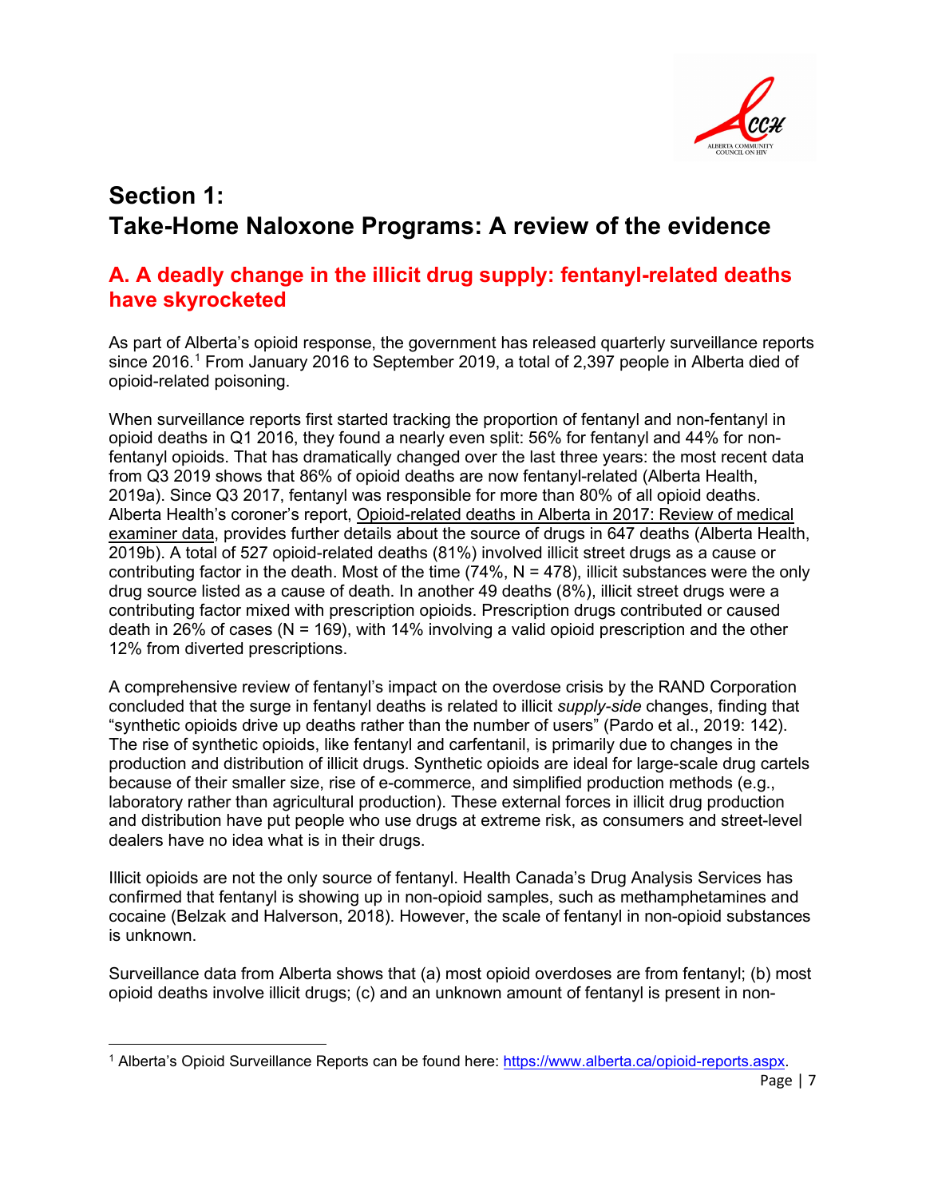# Section 1:
# Take-Home Naloxone Programs: A review of the evidence

## A. A deadly change in the illicit drug supply: fentanyl-related deaths have skyrocketed

As part of Alberta's opioid response, the government has released quarterly surveillance reports since 2016.[1] From January 2016 to September 2019, a total of 2,397 people in Alberta died of opioid-related poisoning.

When surveillance reports first started tracking the proportion of fentanyl and non-fentanyl in opioid deaths in Q1 2016, they found a nearly even split: 56% for fentanyl and 44% for non-fentanyl opioids. That has dramatically changed over the last three years: the most recent data from Q3 2019 shows that 86% of opioid deaths are now fentanyl-related (Alberta Health, 2019a). Since Q3 2017, fentanyl was responsible for more than 80% of all opioid deaths. Alberta Health's coroner's report, Opioid-related deaths in Alberta in 2017: Review of medical examiner data, provides further details about the source of drugs in 647 deaths (Alberta Health, 2019b). A total of 527 opioid-related deaths (81%) involved illicit street drugs as a cause or contributing factor in the death. Most of the time (74%, N = 478), illicit substances were the only drug source listed as a cause of death. In another 49 deaths (8%), illicit street drugs were a contributing factor mixed with prescription opioids. Prescription drugs contributed or caused death in 26% of cases (N = 169), with 14% involving a valid opioid prescription and the other 12% from diverted prescriptions.

A comprehensive review of fentanyl's impact on the overdose crisis by the RAND Corporation concluded that the surge in fentanyl deaths is related to illicit *supply-side* changes, finding that "synthetic opioids drive up deaths rather than the number of users" (Pardo et al., 2019: 142). The rise of synthetic opioids, like fentanyl and carfentanil, is primarily due to changes in the production and distribution of illicit drugs. Synthetic opioids are ideal for large-scale drug cartels because of their smaller size, rise of e-commerce, and simplified production methods (e.g., laboratory rather than agricultural production). These external forces in illicit drug production and distribution have put people who use drugs at extreme risk, as consumers and street-level dealers have no idea what is in their drugs.

Illicit opioids are not the only source of fentanyl. Health Canada's Drug Analysis Services has confirmed that fentanyl is showing up in non-opioid samples, such as methamphetamines and cocaine (Belzak and Halverson, 2018). However, the scale of fentanyl in non-opioid substances is unknown.

Surveillance data from Alberta shows that (a) most opioid overdoses are from fentanyl; (b) most opioid deaths involve illicit drugs; (c) and an unknown amount of fentanyl is present in non-

[1] Alberta's Opioid Surveillance Reports can be found here: https://www.alberta.ca/opioid-reports.aspx.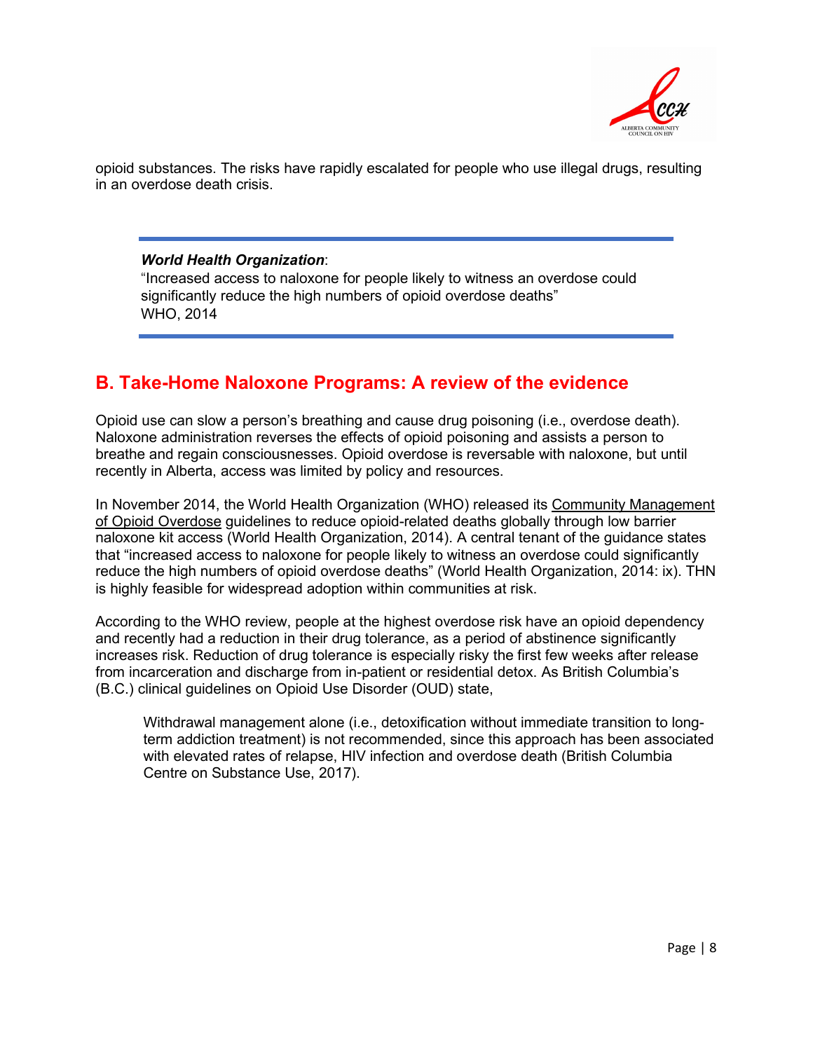opioid substances. The risks have rapidly escalated for people who use illegal drugs, resulting in an overdose death crisis.

> ***World Health Organization***:
> "Increased access to naloxone for people likely to witness an overdose could significantly reduce the high numbers of opioid overdose deaths"
> WHO, 2014

## B. Take-Home Naloxone Programs: A review of the evidence

Opioid use can slow a person's breathing and cause drug poisoning (i.e., overdose death). Naloxone administration reverses the effects of opioid poisoning and assists a person to breathe and regain consciousnesses. Opioid overdose is reversable with naloxone, but until recently in Alberta, access was limited by policy and resources.

In November 2014, the World Health Organization (WHO) released its Community Management of Opioid Overdose guidelines to reduce opioid-related deaths globally through low barrier naloxone kit access (World Health Organization, 2014). A central tenant of the guidance states that "increased access to naloxone for people likely to witness an overdose could significantly reduce the high numbers of opioid overdose deaths" (World Health Organization, 2014: ix). THN is highly feasible for widespread adoption within communities at risk.

According to the WHO review, people at the highest overdose risk have an opioid dependency and recently had a reduction in their drug tolerance, as a period of abstinence significantly increases risk. Reduction of drug tolerance is especially risky the first few weeks after release from incarceration and discharge from in-patient or residential detox. As British Columbia's (B.C.) clinical guidelines on Opioid Use Disorder (OUD) state,

> Withdrawal management alone (i.e., detoxification without immediate transition to long-term addiction treatment) is not recommended, since this approach has been associated with elevated rates of relapse, HIV infection and overdose death (British Columbia Centre on Substance Use, 2017).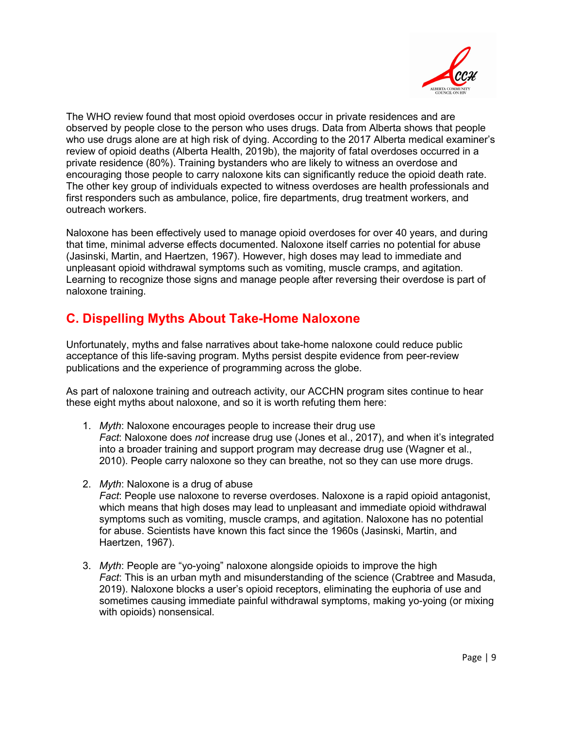The WHO review found that most opioid overdoses occur in private residences and are observed by people close to the person who uses drugs. Data from Alberta shows that people who use drugs alone are at high risk of dying. According to the 2017 Alberta medical examiner's review of opioid deaths (Alberta Health, 2019b), the majority of fatal overdoses occurred in a private residence (80%). Training bystanders who are likely to witness an overdose and encouraging those people to carry naloxone kits can significantly reduce the opioid death rate. The other key group of individuals expected to witness overdoses are health professionals and first responders such as ambulance, police, fire departments, drug treatment workers, and outreach workers.

Naloxone has been effectively used to manage opioid overdoses for over 40 years, and during that time, minimal adverse effects documented. Naloxone itself carries no potential for abuse (Jasinski, Martin, and Haertzen, 1967). However, high doses may lead to immediate and unpleasant opioid withdrawal symptoms such as vomiting, muscle cramps, and agitation. Learning to recognize those signs and manage people after reversing their overdose is part of naloxone training.

## C. Dispelling Myths About Take-Home Naloxone

Unfortunately, myths and false narratives about take-home naloxone could reduce public acceptance of this life-saving program. Myths persist despite evidence from peer-review publications and the experience of programming across the globe.

As part of naloxone training and outreach activity, our ACCHN program sites continue to hear these eight myths about naloxone, and so it is worth refuting them here:

1. *Myth*: Naloxone encourages people to increase their drug use
   *Fact*: Naloxone does *not* increase drug use (Jones et al., 2017), and when it's integrated into a broader training and support program may decrease drug use (Wagner et al., 2010). People carry naloxone so they can breathe, not so they can use more drugs.

2. *Myth*: Naloxone is a drug of abuse
   *Fact*: People use naloxone to reverse overdoses. Naloxone is a rapid opioid antagonist, which means that high doses may lead to unpleasant and immediate opioid withdrawal symptoms such as vomiting, muscle cramps, and agitation. Naloxone has no potential for abuse. Scientists have known this fact since the 1960s (Jasinski, Martin, and Haertzen, 1967).

3. *Myth*: People are "yo-yoing" naloxone alongside opioids to improve the high
   *Fact*: This is an urban myth and misunderstanding of the science (Crabtree and Masuda, 2019). Naloxone blocks a user's opioid receptors, eliminating the euphoria of use and sometimes causing immediate painful withdrawal symptoms, making yo-yoing (or mixing with opioids) nonsensical.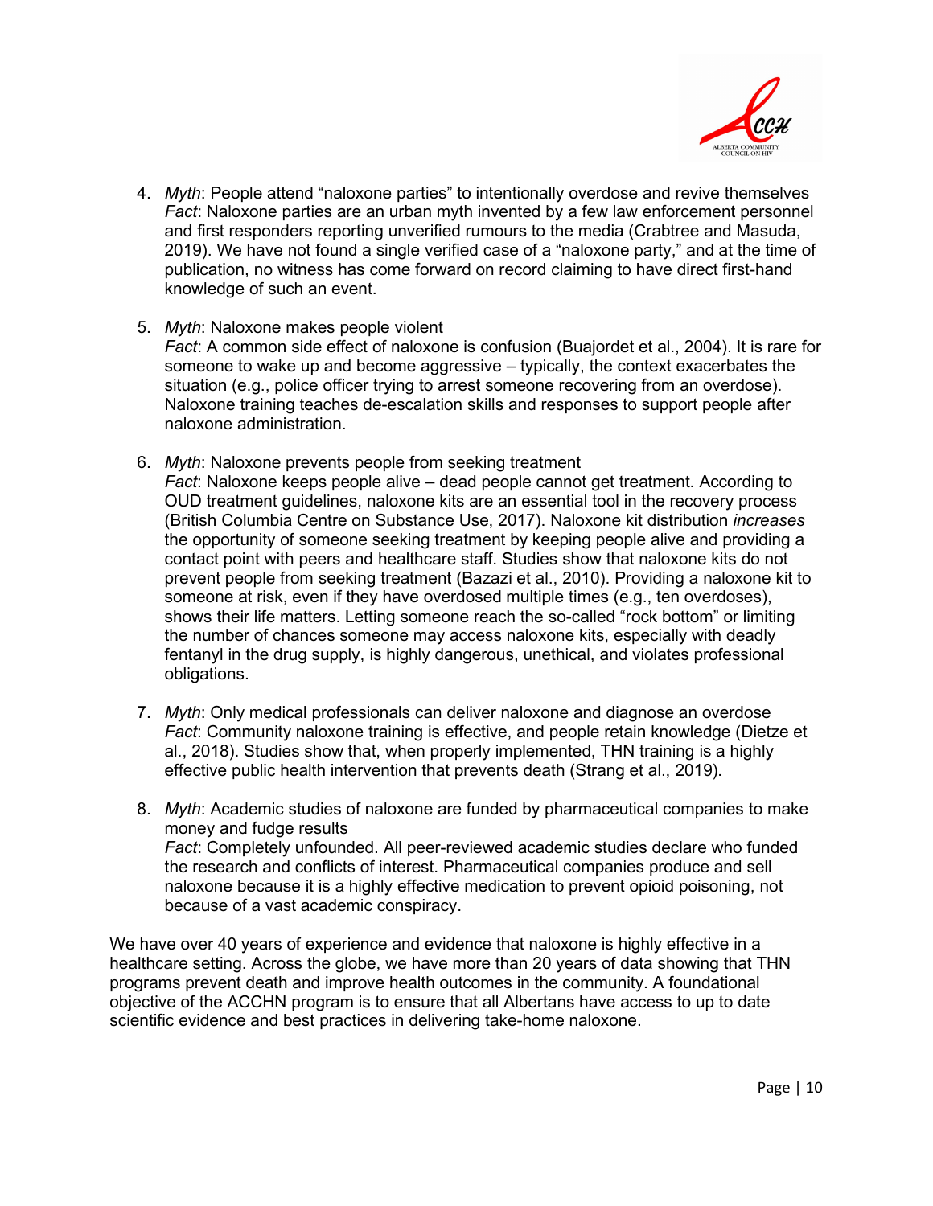4. *Myth*: People attend "naloxone parties" to intentionally overdose and revive themselves
   *Fact*: Naloxone parties are an urban myth invented by a few law enforcement personnel and first responders reporting unverified rumours to the media (Crabtree and Masuda, 2019). We have not found a single verified case of a "naloxone party," and at the time of publication, no witness has come forward on record claiming to have direct first-hand knowledge of such an event.

5. *Myth*: Naloxone makes people violent
   *Fact*: A common side effect of naloxone is confusion (Buajordet et al., 2004). It is rare for someone to wake up and become aggressive – typically, the context exacerbates the situation (e.g., police officer trying to arrest someone recovering from an overdose). Naloxone training teaches de-escalation skills and responses to support people after naloxone administration.

6. *Myth*: Naloxone prevents people from seeking treatment
   *Fact*: Naloxone keeps people alive – dead people cannot get treatment. According to OUD treatment guidelines, naloxone kits are an essential tool in the recovery process (British Columbia Centre on Substance Use, 2017). Naloxone kit distribution *increases* the opportunity of someone seeking treatment by keeping people alive and providing a contact point with peers and healthcare staff. Studies show that naloxone kits do not prevent people from seeking treatment (Bazazi et al., 2010). Providing a naloxone kit to someone at risk, even if they have overdosed multiple times (e.g., ten overdoses), shows their life matters. Letting someone reach the so-called "rock bottom" or limiting the number of chances someone may access naloxone kits, especially with deadly fentanyl in the drug supply, is highly dangerous, unethical, and violates professional obligations.

7. *Myth*: Only medical professionals can deliver naloxone and diagnose an overdose
   *Fact*: Community naloxone training is effective, and people retain knowledge (Dietze et al., 2018). Studies show that, when properly implemented, THN training is a highly effective public health intervention that prevents death (Strang et al., 2019).

8. *Myth*: Academic studies of naloxone are funded by pharmaceutical companies to make money and fudge results
   *Fact*: Completely unfounded. All peer-reviewed academic studies declare who funded the research and conflicts of interest. Pharmaceutical companies produce and sell naloxone because it is a highly effective medication to prevent opioid poisoning, not because of a vast academic conspiracy.

We have over 40 years of experience and evidence that naloxone is highly effective in a healthcare setting. Across the globe, we have more than 20 years of data showing that THN programs prevent death and improve health outcomes in the community. A foundational objective of the ACCHN program is to ensure that all Albertans have access to up to date scientific evidence and best practices in delivering take-home naloxone.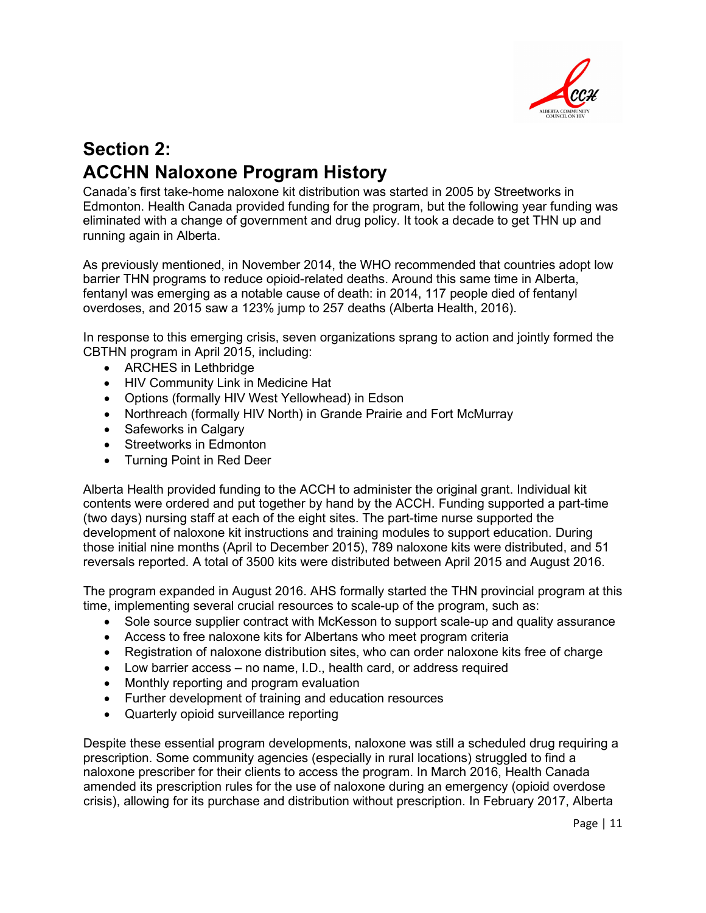# Section 2:
# ACCHN Naloxone Program History

Canada's first take-home naloxone kit distribution was started in 2005 by Streetworks in Edmonton. Health Canada provided funding for the program, but the following year funding was eliminated with a change of government and drug policy. It took a decade to get THN up and running again in Alberta.

As previously mentioned, in November 2014, the WHO recommended that countries adopt low barrier THN programs to reduce opioid-related deaths. Around this same time in Alberta, fentanyl was emerging as a notable cause of death: in 2014, 117 people died of fentanyl overdoses, and 2015 saw a 123% jump to 257 deaths (Alberta Health, 2016).

In response to this emerging crisis, seven organizations sprang to action and jointly formed the CBTHN program in April 2015, including:

- ARCHES in Lethbridge
- HIV Community Link in Medicine Hat
- Options (formally HIV West Yellowhead) in Edson
- Northreach (formally HIV North) in Grande Prairie and Fort McMurray
- Safeworks in Calgary
- Streetworks in Edmonton
- Turning Point in Red Deer

Alberta Health provided funding to the ACCH to administer the original grant. Individual kit contents were ordered and put together by hand by the ACCH. Funding supported a part-time (two days) nursing staff at each of the eight sites. The part-time nurse supported the development of naloxone kit instructions and training modules to support education. During those initial nine months (April to December 2015), 789 naloxone kits were distributed, and 51 reversals reported. A total of 3500 kits were distributed between April 2015 and August 2016.

The program expanded in August 2016. AHS formally started the THN provincial program at this time, implementing several crucial resources to scale-up of the program, such as:

- Sole source supplier contract with McKesson to support scale-up and quality assurance
- Access to free naloxone kits for Albertans who meet program criteria
- Registration of naloxone distribution sites, who can order naloxone kits free of charge
- Low barrier access – no name, I.D., health card, or address required
- Monthly reporting and program evaluation
- Further development of training and education resources
- Quarterly opioid surveillance reporting

Despite these essential program developments, naloxone was still a scheduled drug requiring a prescription. Some community agencies (especially in rural locations) struggled to find a naloxone prescriber for their clients to access the program. In March 2016, Health Canada amended its prescription rules for the use of naloxone during an emergency (opioid overdose crisis), allowing for its purchase and distribution without prescription. In February 2017, Alberta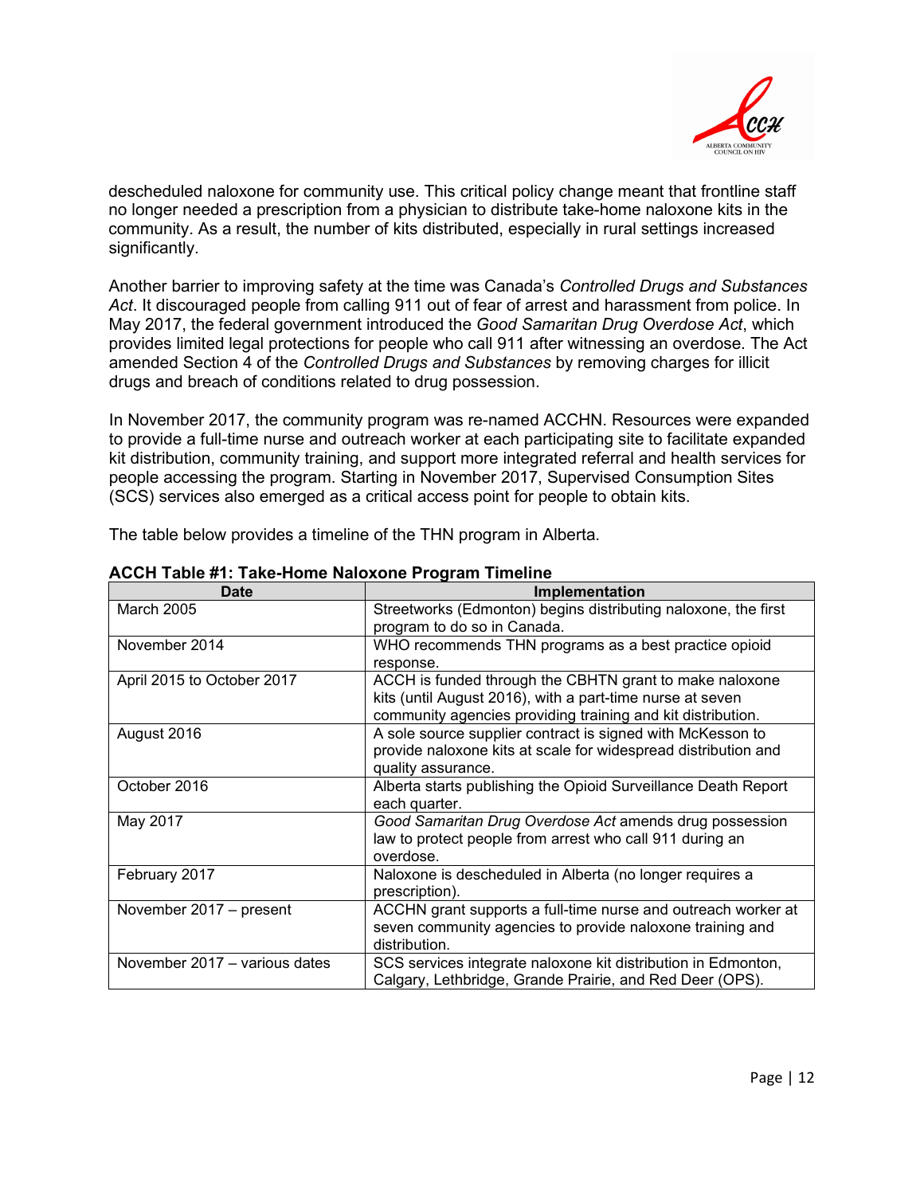descheduled naloxone for community use. This critical policy change meant that frontline staff no longer needed a prescription from a physician to distribute take-home naloxone kits in the community. As a result, the number of kits distributed, especially in rural settings increased significantly.

Another barrier to improving safety at the time was Canada's *Controlled Drugs and Substances Act*. It discouraged people from calling 911 out of fear of arrest and harassment from police. In May 2017, the federal government introduced the *Good Samaritan Drug Overdose Act*, which provides limited legal protections for people who call 911 after witnessing an overdose. The Act amended Section 4 of the *Controlled Drugs and Substances* by removing charges for illicit drugs and breach of conditions related to drug possession.

In November 2017, the community program was re-named ACCHN. Resources were expanded to provide a full-time nurse and outreach worker at each participating site to facilitate expanded kit distribution, community training, and support more integrated referral and health services for people accessing the program. Starting in November 2017, Supervised Consumption Sites (SCS) services also emerged as a critical access point for people to obtain kits.

The table below provides a timeline of the THN program in Alberta.

**ACCH Table #1: Take-Home Naloxone Program Timeline**

| Date | Implementation |
|---|---|
| March 2005 | Streetworks (Edmonton) begins distributing naloxone, the first program to do so in Canada. |
| November 2014 | WHO recommends THN programs as a best practice opioid response. |
| April 2015 to October 2017 | ACCH is funded through the CBHTN grant to make naloxone kits (until August 2016), with a part-time nurse at seven community agencies providing training and kit distribution. |
| August 2016 | A sole source supplier contract is signed with McKesson to provide naloxone kits at scale for widespread distribution and quality assurance. |
| October 2016 | Alberta starts publishing the Opioid Surveillance Death Report each quarter. |
| May 2017 | *Good Samaritan Drug Overdose Act* amends drug possession law to protect people from arrest who call 911 during an overdose. |
| February 2017 | Naloxone is descheduled in Alberta (no longer requires a prescription). |
| November 2017 – present | ACCHN grant supports a full-time nurse and outreach worker at seven community agencies to provide naloxone training and distribution. |
| November 2017 – various dates | SCS services integrate naloxone kit distribution in Edmonton, Calgary, Lethbridge, Grande Prairie, and Red Deer (OPS). |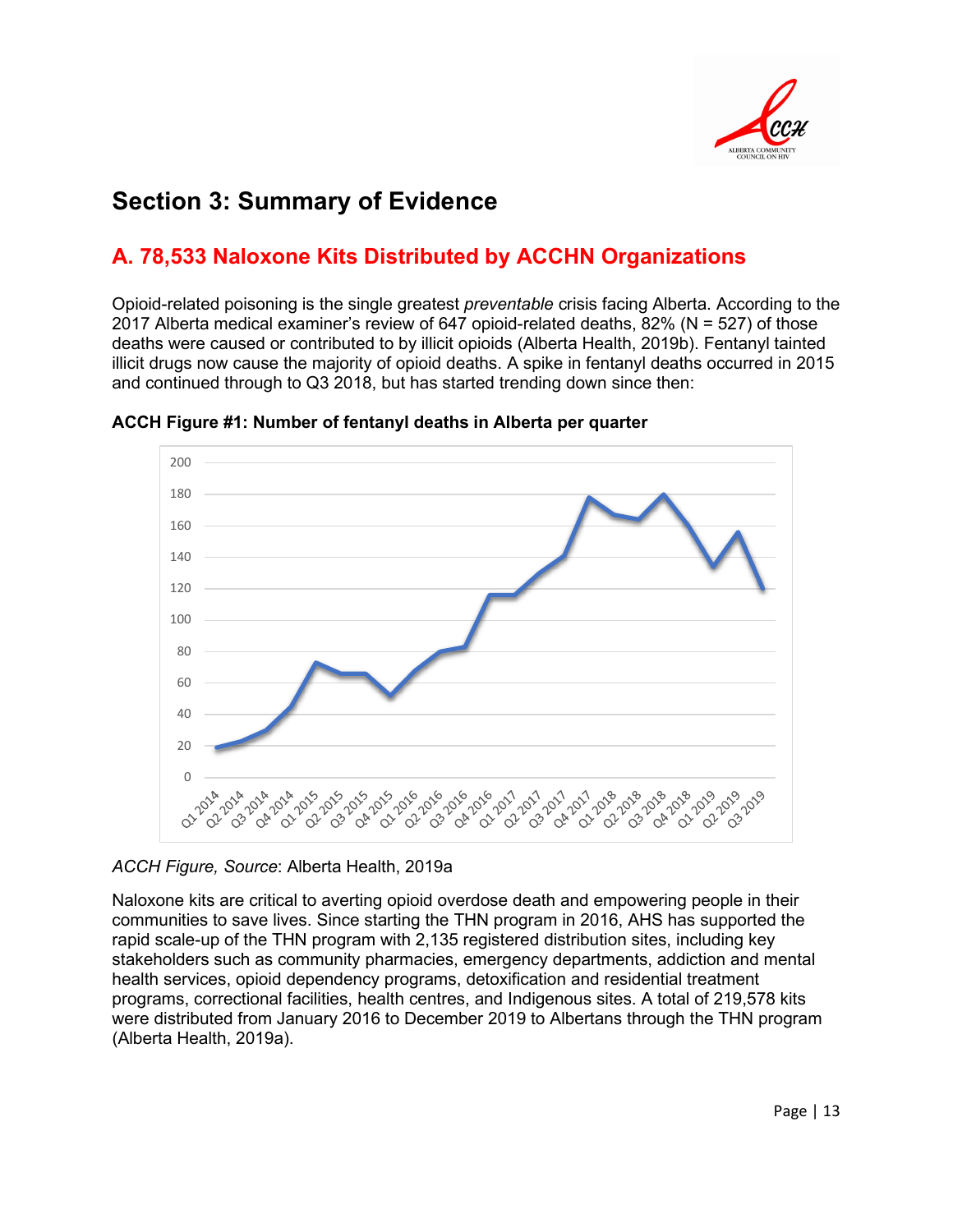# Section 3: Summary of Evidence

## A. 78,533 Naloxone Kits Distributed by ACCHN Organizations

Opioid-related poisoning is the single greatest *preventable* crisis facing Alberta. According to the 2017 Alberta medical examiner's review of 647 opioid-related deaths, 82% (N = 527) of those deaths were caused or contributed to by illicit opioids (Alberta Health, 2019b). Fentanyl tainted illicit drugs now cause the majority of opioid deaths. A spike in fentanyl deaths occurred in 2015 and continued through to Q3 2018, but has started trending down since then:

**ACCH Figure #1: Number of fentanyl deaths in Alberta per quarter**

*ACCH Figure, Source*: Alberta Health, 2019a

Naloxone kits are critical to averting opioid overdose death and empowering people in their communities to save lives. Since starting the THN program in 2016, AHS has supported the rapid scale-up of the THN program with 2,135 registered distribution sites, including key stakeholders such as community pharmacies, emergency departments, addiction and mental health services, opioid dependency programs, detoxification and residential treatment programs, correctional facilities, health centres, and Indigenous sites. A total of 219,578 kits were distributed from January 2016 to December 2019 to Albertans through the THN program (Alberta Health, 2019a).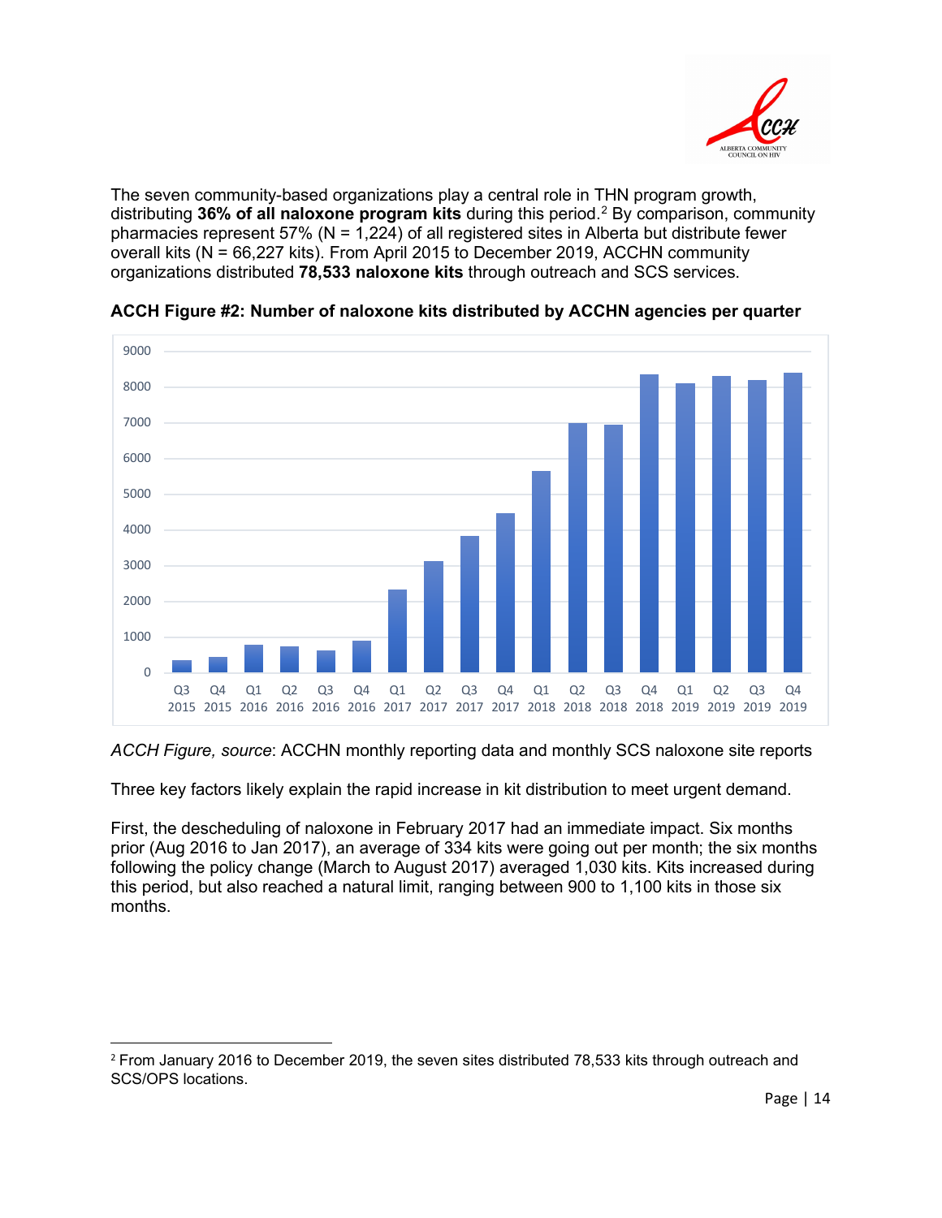The seven community-based organizations play a central role in THN program growth, distributing **36% of all naloxone program kits** during this period.[2] By comparison, community pharmacies represent 57% (N = 1,224) of all registered sites in Alberta but distribute fewer overall kits (N = 66,227 kits). From April 2015 to December 2019, ACCHN community organizations distributed **78,533 naloxone kits** through outreach and SCS services.

**ACCH Figure #2: Number of naloxone kits distributed by ACCHN agencies per quarter**

*ACCH Figure, source*: ACCHN monthly reporting data and monthly SCS naloxone site reports

Three key factors likely explain the rapid increase in kit distribution to meet urgent demand.

First, the descheduling of naloxone in February 2017 had an immediate impact. Six months prior (Aug 2016 to Jan 2017), an average of 334 kits were going out per month; the six months following the policy change (March to August 2017) averaged 1,030 kits. Kits increased during this period, but also reached a natural limit, ranging between 900 to 1,100 kits in those six months.

[2] From January 2016 to December 2019, the seven sites distributed 78,533 kits through outreach and SCS/OPS locations.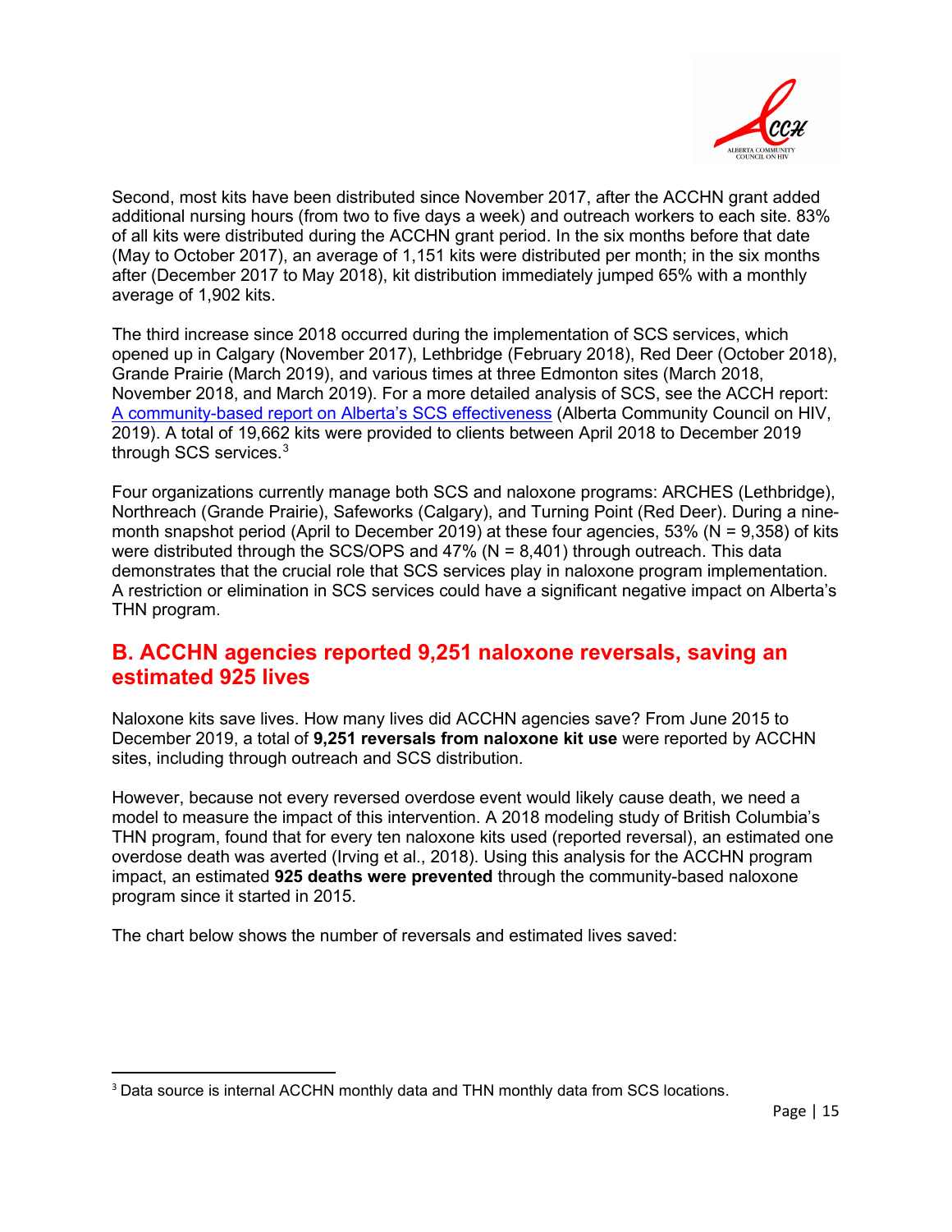Second, most kits have been distributed since November 2017, after the ACCHN grant added additional nursing hours (from two to five days a week) and outreach workers to each site. 83% of all kits were distributed during the ACCHN grant period. In the six months before that date (May to October 2017), an average of 1,151 kits were distributed per month; in the six months after (December 2017 to May 2018), kit distribution immediately jumped 65% with a monthly average of 1,902 kits.

The third increase since 2018 occurred during the implementation of SCS services, which opened up in Calgary (November 2017), Lethbridge (February 2018), Red Deer (October 2018), Grande Prairie (March 2019), and various times at three Edmonton sites (March 2018, November 2018, and March 2019). For a more detailed analysis of SCS, see the ACCH report: [A community-based report on Alberta's SCS effectiveness](#) (Alberta Community Council on HIV, 2019). A total of 19,662 kits were provided to clients between April 2018 to December 2019 through SCS services.[3]

Four organizations currently manage both SCS and naloxone programs: ARCHES (Lethbridge), Northreach (Grande Prairie), Safeworks (Calgary), and Turning Point (Red Deer). During a nine-month snapshot period (April to December 2019) at these four agencies, 53% (N = 9,358) of kits were distributed through the SCS/OPS and 47% (N = 8,401) through outreach. This data demonstrates that the crucial role that SCS services play in naloxone program implementation. A restriction or elimination in SCS services could have a significant negative impact on Alberta's THN program.

## B. ACCHN agencies reported 9,251 naloxone reversals, saving an estimated 925 lives

Naloxone kits save lives. How many lives did ACCHN agencies save? From June 2015 to December 2019, a total of **9,251 reversals from naloxone kit use** were reported by ACCHN sites, including through outreach and SCS distribution.

However, because not every reversed overdose event would likely cause death, we need a model to measure the impact of this intervention. A 2018 modeling study of British Columbia's THN program, found that for every ten naloxone kits used (reported reversal), an estimated one overdose death was averted (Irving et al., 2018). Using this analysis for the ACCHN program impact, an estimated **925 deaths were prevented** through the community-based naloxone program since it started in 2015.

The chart below shows the number of reversals and estimated lives saved:

[3] Data source is internal ACCHN monthly data and THN monthly data from SCS locations.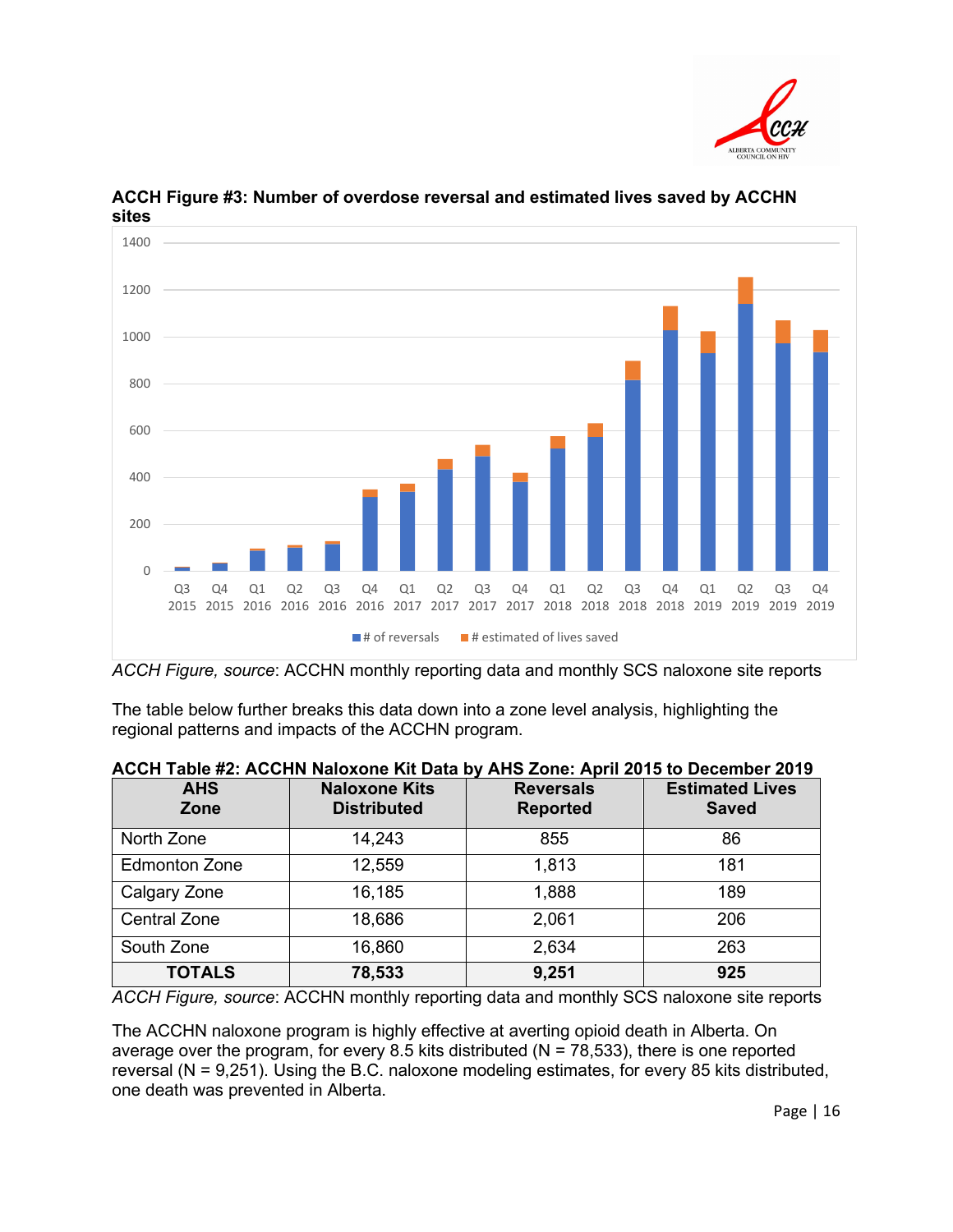**ACCH Figure #3: Number of overdose reversal and estimated lives saved by ACCHN sites**

*ACCH Figure, source*: ACCHN monthly reporting data and monthly SCS naloxone site reports

The table below further breaks this data down into a zone level analysis, highlighting the regional patterns and impacts of the ACCHN program.

**ACCH Table #2: ACCHN Naloxone Kit Data by AHS Zone: April 2015 to December 2019**

| AHS Zone | Naloxone Kits Distributed | Reversals Reported | Estimated Lives Saved |
|---|---|---|---|
| North Zone | 14,243 | 855 | 86 |
| Edmonton Zone | 12,559 | 1,813 | 181 |
| Calgary Zone | 16,185 | 1,888 | 189 |
| Central Zone | 18,686 | 2,061 | 206 |
| South Zone | 16,860 | 2,634 | 263 |
| **TOTALS** | **78,533** | **9,251** | **925** |

*ACCH Figure, source*: ACCHN monthly reporting data and monthly SCS naloxone site reports

The ACCHN naloxone program is highly effective at averting opioid death in Alberta. On average over the program, for every 8.5 kits distributed (N = 78,533), there is one reported reversal (N = 9,251). Using the B.C. naloxone modeling estimates, for every 85 kits distributed, one death was prevented in Alberta.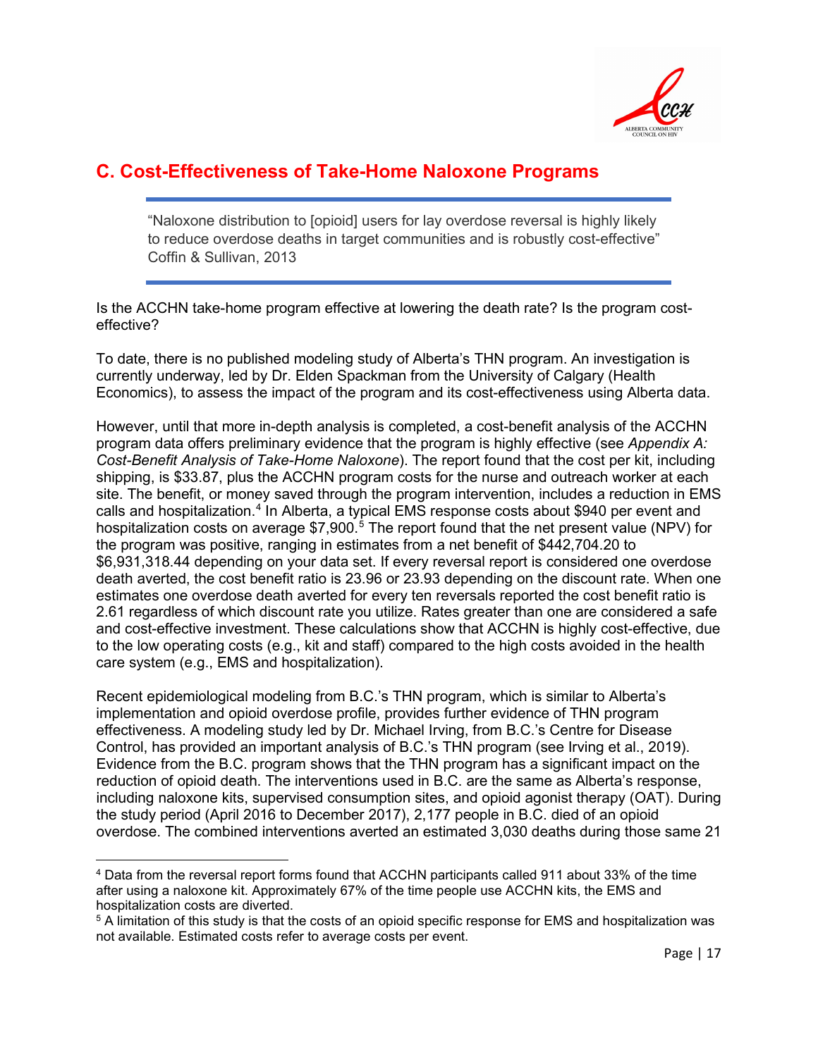## C. Cost-Effectiveness of Take-Home Naloxone Programs

> "Naloxone distribution to [opioid] users for lay overdose reversal is highly likely to reduce overdose deaths in target communities and is robustly cost-effective"
> Coffin & Sullivan, 2013

Is the ACCHN take-home program effective at lowering the death rate? Is the program cost-effective?

To date, there is no published modeling study of Alberta's THN program. An investigation is currently underway, led by Dr. Elden Spackman from the University of Calgary (Health Economics), to assess the impact of the program and its cost-effectiveness using Alberta data.

However, until that more in-depth analysis is completed, a cost-benefit analysis of the ACCHN program data offers preliminary evidence that the program is highly effective (see *Appendix A: Cost-Benefit Analysis of Take-Home Naloxone*). The report found that the cost per kit, including shipping, is $33.87, plus the ACCHN program costs for the nurse and outreach worker at each site. The benefit, or money saved through the program intervention, includes a reduction in EMS calls and hospitalization.[4] In Alberta, a typical EMS response costs about $940 per event and hospitalization costs on average $7,900.[5] The report found that the net present value (NPV) for the program was positive, ranging in estimates from a net benefit of $442,704.20 to $6,931,318.44 depending on your data set. If every reversal report is considered one overdose death averted, the cost benefit ratio is 23.96 or 23.93 depending on the discount rate. When one estimates one overdose death averted for every ten reversals reported the cost benefit ratio is 2.61 regardless of which discount rate you utilize. Rates greater than one are considered a safe and cost-effective investment. These calculations show that ACCHN is highly cost-effective, due to the low operating costs (e.g., kit and staff) compared to the high costs avoided in the health care system (e.g., EMS and hospitalization).

Recent epidemiological modeling from B.C.'s THN program, which is similar to Alberta's implementation and opioid overdose profile, provides further evidence of THN program effectiveness. A modeling study led by Dr. Michael Irving, from B.C.'s Centre for Disease Control, has provided an important analysis of B.C.'s THN program (see Irving et al., 2019). Evidence from the B.C. program shows that the THN program has a significant impact on the reduction of opioid death. The interventions used in B.C. are the same as Alberta's response, including naloxone kits, supervised consumption sites, and opioid agonist therapy (OAT). During the study period (April 2016 to December 2017), 2,177 people in B.C. died of an opioid overdose. The combined interventions averted an estimated 3,030 deaths during those same 21

---

[4] Data from the reversal report forms found that ACCHN participants called 911 about 33% of the time after using a naloxone kit. Approximately 67% of the time people use ACCHN kits, the EMS and hospitalization costs are diverted.

[5] A limitation of this study is that the costs of an opioid specific response for EMS and hospitalization was not available. Estimated costs refer to average costs per event.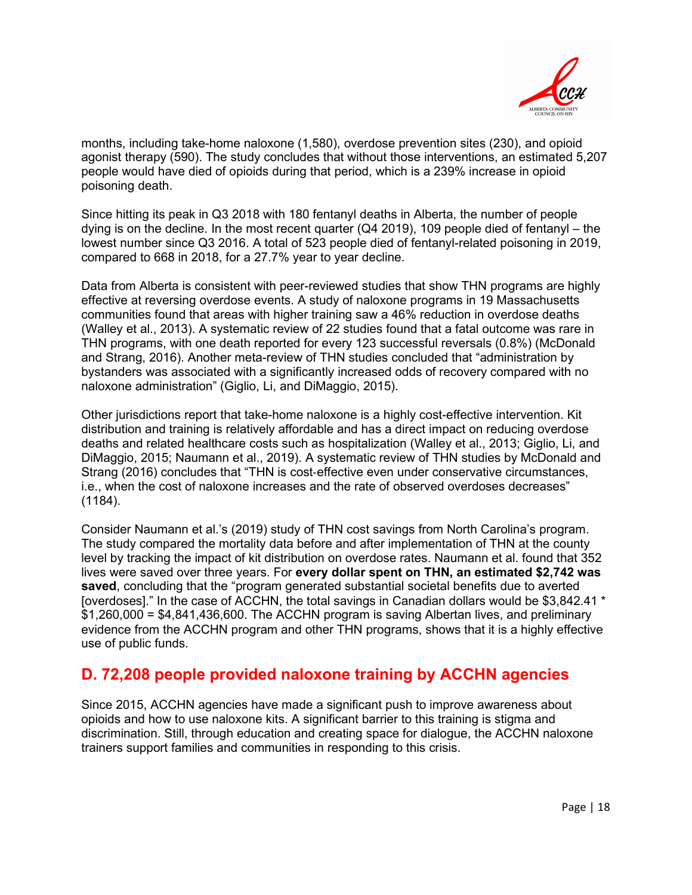months, including take-home naloxone (1,580), overdose prevention sites (230), and opioid agonist therapy (590). The study concludes that without those interventions, an estimated 5,207 people would have died of opioids during that period, which is a 239% increase in opioid poisoning death.

Since hitting its peak in Q3 2018 with 180 fentanyl deaths in Alberta, the number of people dying is on the decline. In the most recent quarter (Q4 2019), 109 people died of fentanyl – the lowest number since Q3 2016. A total of 523 people died of fentanyl-related poisoning in 2019, compared to 668 in 2018, for a 27.7% year to year decline.

Data from Alberta is consistent with peer-reviewed studies that show THN programs are highly effective at reversing overdose events. A study of naloxone programs in 19 Massachusetts communities found that areas with higher training saw a 46% reduction in overdose deaths (Walley et al., 2013). A systematic review of 22 studies found that a fatal outcome was rare in THN programs, with one death reported for every 123 successful reversals (0.8%) (McDonald and Strang, 2016). Another meta-review of THN studies concluded that "administration by bystanders was associated with a significantly increased odds of recovery compared with no naloxone administration" (Giglio, Li, and DiMaggio, 2015).

Other jurisdictions report that take-home naloxone is a highly cost-effective intervention. Kit distribution and training is relatively affordable and has a direct impact on reducing overdose deaths and related healthcare costs such as hospitalization (Walley et al., 2013; Giglio, Li, and DiMaggio, 2015; Naumann et al., 2019). A systematic review of THN studies by McDonald and Strang (2016) concludes that "THN is cost-effective even under conservative circumstances, i.e., when the cost of naloxone increases and the rate of observed overdoses decreases" (1184).

Consider Naumann et al.'s (2019) study of THN cost savings from North Carolina's program. The study compared the mortality data before and after implementation of THN at the county level by tracking the impact of kit distribution on overdose rates. Naumann et al. found that 352 lives were saved over three years. For **every dollar spent on THN, an estimated $2,742 was saved**, concluding that the "program generated substantial societal benefits due to averted [overdoses]." In the case of ACCHN, the total savings in Canadian dollars would be $3,842.41 * $1,260,000 = $4,841,436,600. The ACCHN program is saving Albertan lives, and preliminary evidence from the ACCHN program and other THN programs, shows that it is a highly effective use of public funds.

## D. 72,208 people provided naloxone training by ACCHN agencies

Since 2015, ACCHN agencies have made a significant push to improve awareness about opioids and how to use naloxone kits. A significant barrier to this training is stigma and discrimination. Still, through education and creating space for dialogue, the ACCHN naloxone trainers support families and communities in responding to this crisis.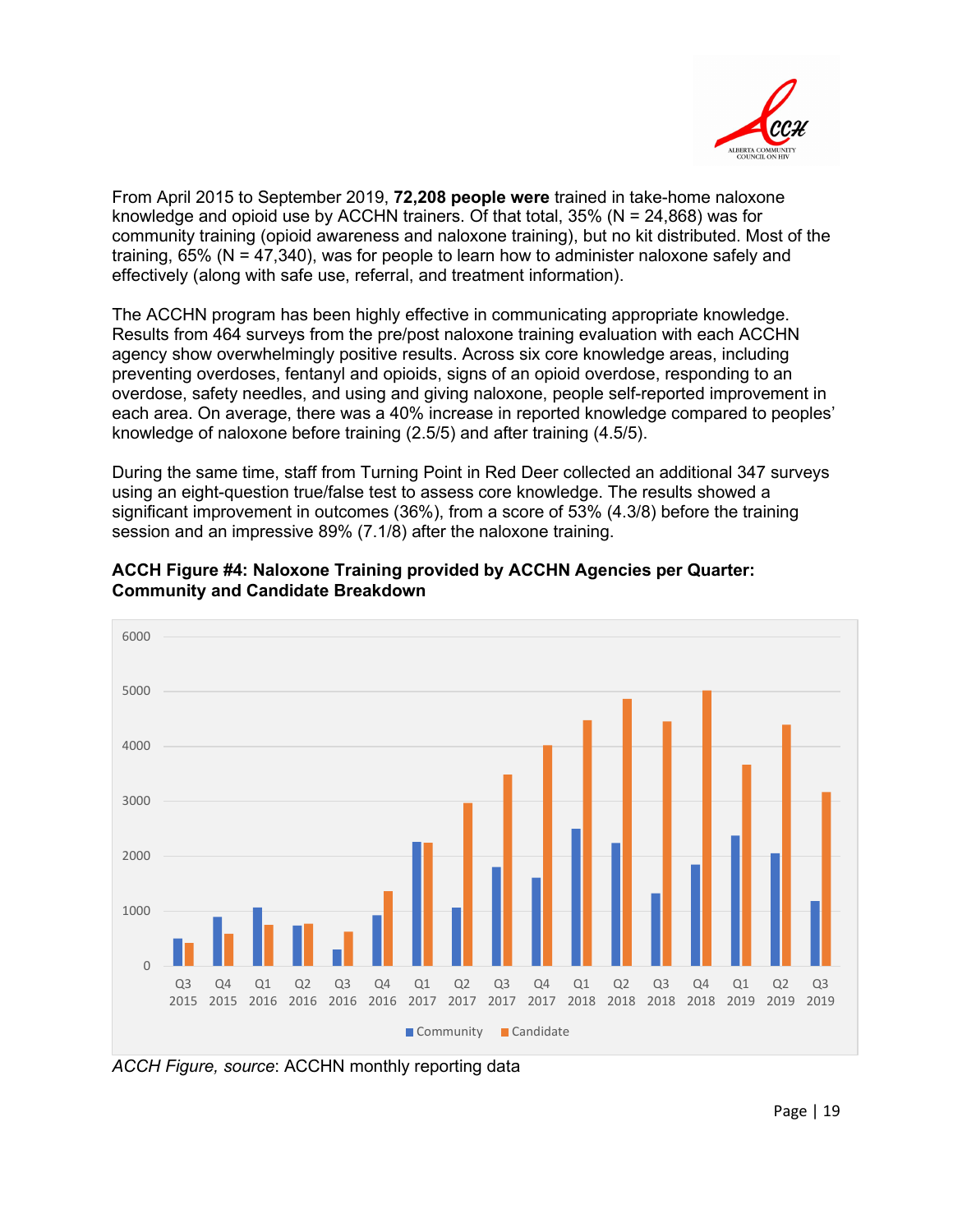From April 2015 to September 2019, **72,208 people were** trained in take-home naloxone knowledge and opioid use by ACCHN trainers. Of that total, 35% (N = 24,868) was for community training (opioid awareness and naloxone training), but no kit distributed. Most of the training, 65% (N = 47,340), was for people to learn how to administer naloxone safely and effectively (along with safe use, referral, and treatment information).

The ACCHN program has been highly effective in communicating appropriate knowledge. Results from 464 surveys from the pre/post naloxone training evaluation with each ACCHN agency show overwhelmingly positive results. Across six core knowledge areas, including preventing overdoses, fentanyl and opioids, signs of an opioid overdose, responding to an overdose, safety needles, and using and giving naloxone, people self-reported improvement in each area. On average, there was a 40% increase in reported knowledge compared to peoples' knowledge of naloxone before training (2.5/5) and after training (4.5/5).

During the same time, staff from Turning Point in Red Deer collected an additional 347 surveys using an eight-question true/false test to assess core knowledge. The results showed a significant improvement in outcomes (36%), from a score of 53% (4.3/8) before the training session and an impressive 89% (7.1/8) after the naloxone training.

**ACCH Figure #4: Naloxone Training provided by ACCHN Agencies per Quarter: Community and Candidate Breakdown**

*ACCH Figure, source*: ACCHN monthly reporting data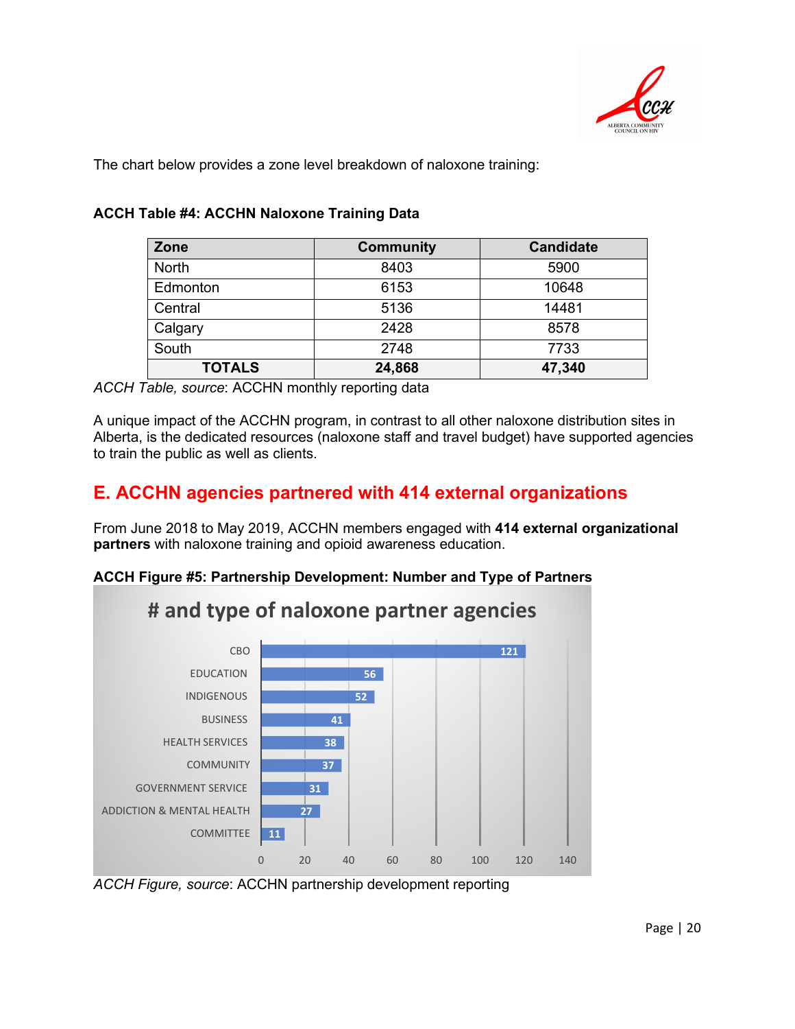The chart below provides a zone level breakdown of naloxone training:

**ACCH Table #4: ACCHN Naloxone Training Data**

| Zone | Community | Candidate |
|---|---|---|
| North | 8403 | 5900 |
| Edmonton | 6153 | 10648 |
| Central | 5136 | 14481 |
| Calgary | 2428 | 8578 |
| South | 2748 | 7733 |
| **TOTALS** | **24,868** | **47,340** |

*ACCH Table, source*: ACCHN monthly reporting data

A unique impact of the ACCHN program, in contrast to all other naloxone distribution sites in Alberta, is the dedicated resources (naloxone staff and travel budget) have supported agencies to train the public as well as clients.

## E. ACCHN agencies partnered with 414 external organizations

From June 2018 to May 2019, ACCHN members engaged with **414 external organizational partners** with naloxone training and opioid awareness education.

**ACCH Figure #5: Partnership Development: Number and Type of Partners**

**# and type of naloxone partner agencies**

| Type | Number |
|---|---|
| CBO | 121 |
| EDUCATION | 56 |
| INDIGENOUS | 52 |
| BUSINESS | 41 |
| HEALTH SERVICES | 38 |
| COMMUNITY | 37 |
| GOVERNMENT SERVICE | 31 |
| ADDICTION & MENTAL HEALTH | 27 |
| COMMITTEE | 11 |

*ACCH Figure, source*: ACCHN partnership development reporting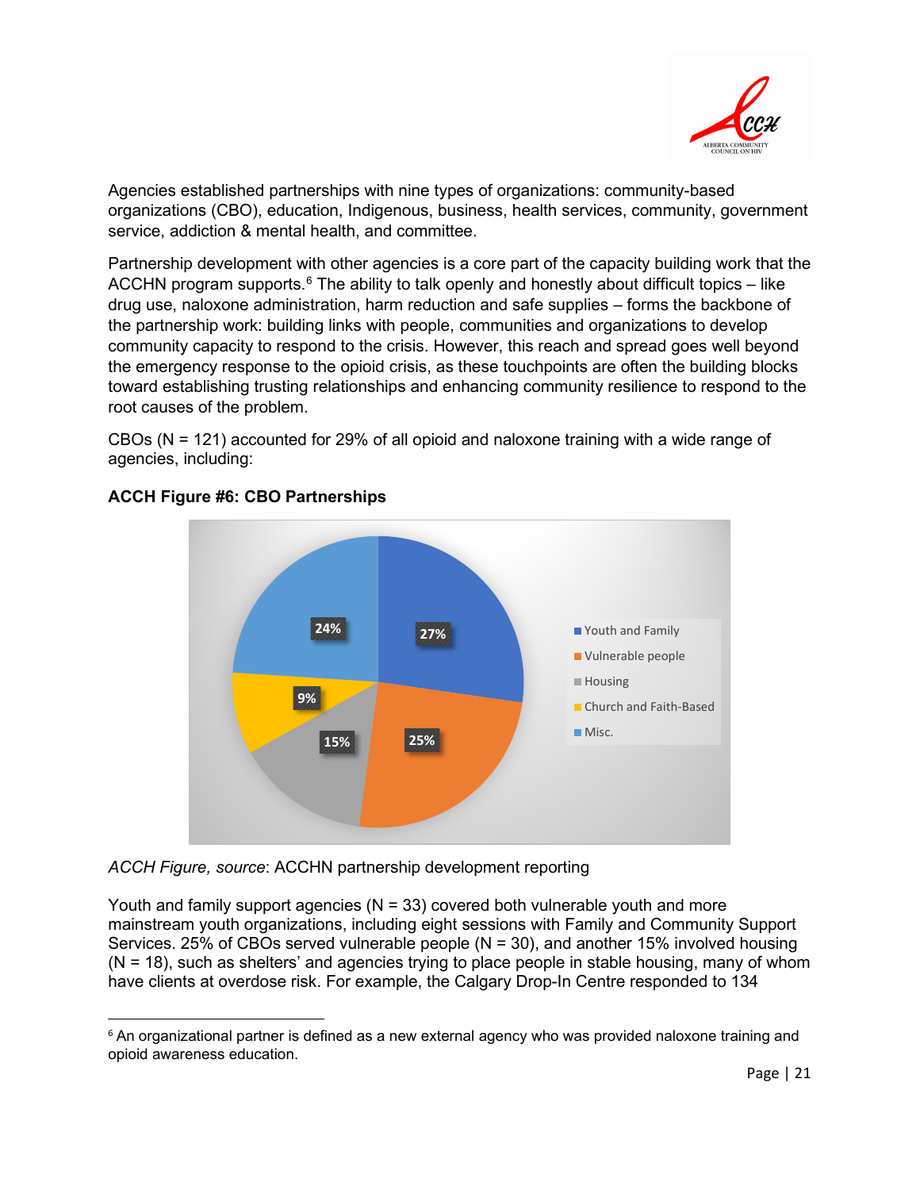Agencies established partnerships with nine types of organizations: community-based organizations (CBO), education, Indigenous, business, health services, community, government service, addiction & mental health, and committee.

Partnership development with other agencies is a core part of the capacity building work that the ACCHN program supports.[6] The ability to talk openly and honestly about difficult topics – like drug use, naloxone administration, harm reduction and safe supplies – forms the backbone of the partnership work: building links with people, communities and organizations to develop community capacity to respond to the crisis. However, this reach and spread goes well beyond the emergency response to the opioid crisis, as these touchpoints are often the building blocks toward establishing trusting relationships and enhancing community resilience to respond to the root causes of the problem.

CBOs (N = 121) accounted for 29% of all opioid and naloxone training with a wide range of agencies, including:

**ACCH Figure #6: CBO Partnerships**

| Category | Percentage |
| --- | --- |
| Youth and Family | 27% |
| Vulnerable people | 25% |
| Housing | 15% |
| Church and Faith-Based | 9% |
| Misc. | 24% |

*ACCH Figure, source*: ACCHN partnership development reporting

Youth and family support agencies (N = 33) covered both vulnerable youth and more mainstream youth organizations, including eight sessions with Family and Community Support Services. 25% of CBOs served vulnerable people (N = 30), and another 15% involved housing (N = 18), such as shelters' and agencies trying to place people in stable housing, many of whom have clients at overdose risk. For example, the Calgary Drop-In Centre responded to 134

[6] An organizational partner is defined as a new external agency who was provided naloxone training and opioid awareness education.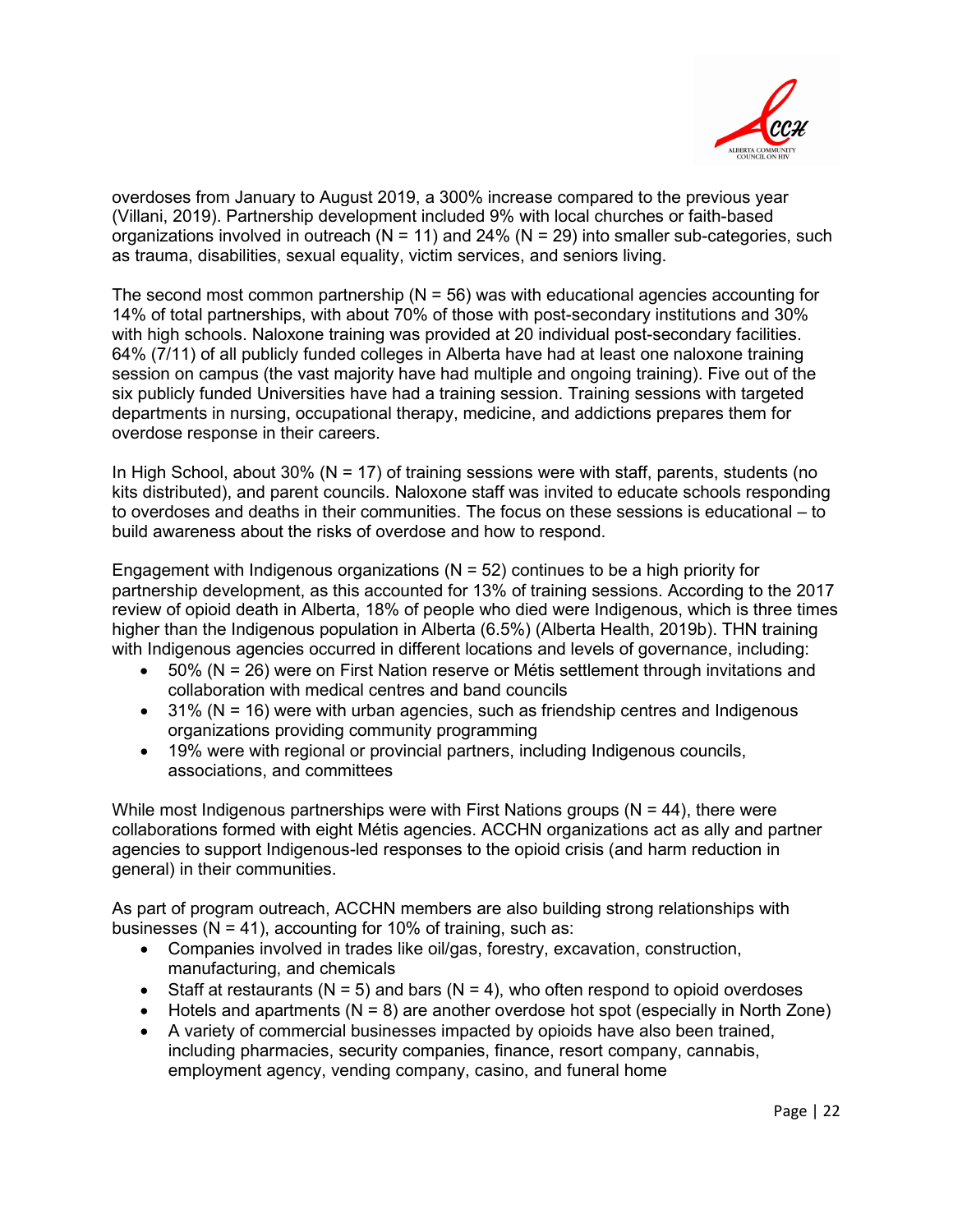overdoses from January to August 2019, a 300% increase compared to the previous year (Villani, 2019). Partnership development included 9% with local churches or faith-based organizations involved in outreach (N = 11) and 24% (N = 29) into smaller sub-categories, such as trauma, disabilities, sexual equality, victim services, and seniors living.

The second most common partnership (N = 56) was with educational agencies accounting for 14% of total partnerships, with about 70% of those with post-secondary institutions and 30% with high schools. Naloxone training was provided at 20 individual post-secondary facilities. 64% (7/11) of all publicly funded colleges in Alberta have had at least one naloxone training session on campus (the vast majority have had multiple and ongoing training). Five out of the six publicly funded Universities have had a training session. Training sessions with targeted departments in nursing, occupational therapy, medicine, and addictions prepares them for overdose response in their careers.

In High School, about 30% (N = 17) of training sessions were with staff, parents, students (no kits distributed), and parent councils. Naloxone staff was invited to educate schools responding to overdoses and deaths in their communities. The focus on these sessions is educational – to build awareness about the risks of overdose and how to respond.

Engagement with Indigenous organizations (N = 52) continues to be a high priority for partnership development, as this accounted for 13% of training sessions. According to the 2017 review of opioid death in Alberta, 18% of people who died were Indigenous, which is three times higher than the Indigenous population in Alberta (6.5%) (Alberta Health, 2019b). THN training with Indigenous agencies occurred in different locations and levels of governance, including:

- 50% (N = 26) were on First Nation reserve or Métis settlement through invitations and collaboration with medical centres and band councils
- 31% (N = 16) were with urban agencies, such as friendship centres and Indigenous organizations providing community programming
- 19% were with regional or provincial partners, including Indigenous councils, associations, and committees

While most Indigenous partnerships were with First Nations groups (N = 44), there were collaborations formed with eight Métis agencies. ACCHN organizations act as ally and partner agencies to support Indigenous-led responses to the opioid crisis (and harm reduction in general) in their communities.

As part of program outreach, ACCHN members are also building strong relationships with businesses (N = 41), accounting for 10% of training, such as:

- Companies involved in trades like oil/gas, forestry, excavation, construction, manufacturing, and chemicals
- Staff at restaurants (N = 5) and bars (N = 4), who often respond to opioid overdoses
- Hotels and apartments (N = 8) are another overdose hot spot (especially in North Zone)
- A variety of commercial businesses impacted by opioids have also been trained, including pharmacies, security companies, finance, resort company, cannabis, employment agency, vending company, casino, and funeral home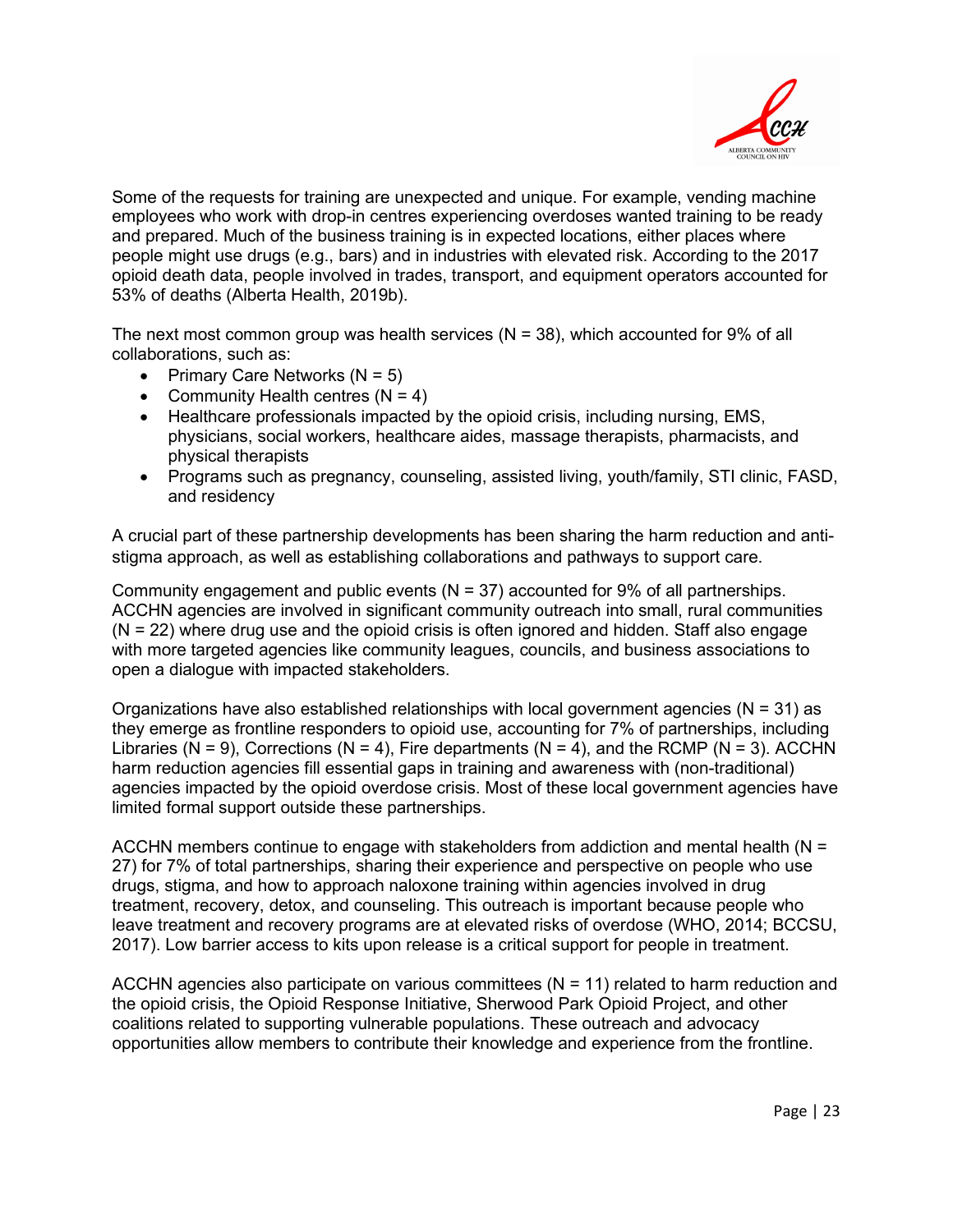Some of the requests for training are unexpected and unique. For example, vending machine employees who work with drop-in centres experiencing overdoses wanted training to be ready and prepared. Much of the business training is in expected locations, either places where people might use drugs (e.g., bars) and in industries with elevated risk. According to the 2017 opioid death data, people involved in trades, transport, and equipment operators accounted for 53% of deaths (Alberta Health, 2019b).

The next most common group was health services (N = 38), which accounted for 9% of all collaborations, such as:

- Primary Care Networks (N = 5)
- Community Health centres (N = 4)
- Healthcare professionals impacted by the opioid crisis, including nursing, EMS, physicians, social workers, healthcare aides, massage therapists, pharmacists, and physical therapists
- Programs such as pregnancy, counseling, assisted living, youth/family, STI clinic, FASD, and residency

A crucial part of these partnership developments has been sharing the harm reduction and anti-stigma approach, as well as establishing collaborations and pathways to support care.

Community engagement and public events (N = 37) accounted for 9% of all partnerships. ACCHN agencies are involved in significant community outreach into small, rural communities (N = 22) where drug use and the opioid crisis is often ignored and hidden. Staff also engage with more targeted agencies like community leagues, councils, and business associations to open a dialogue with impacted stakeholders.

Organizations have also established relationships with local government agencies (N = 31) as they emerge as frontline responders to opioid use, accounting for 7% of partnerships, including Libraries (N = 9), Corrections (N = 4), Fire departments (N = 4), and the RCMP (N = 3). ACCHN harm reduction agencies fill essential gaps in training and awareness with (non-traditional) agencies impacted by the opioid overdose crisis. Most of these local government agencies have limited formal support outside these partnerships.

ACCHN members continue to engage with stakeholders from addiction and mental health (N = 27) for 7% of total partnerships, sharing their experience and perspective on people who use drugs, stigma, and how to approach naloxone training within agencies involved in drug treatment, recovery, detox, and counseling. This outreach is important because people who leave treatment and recovery programs are at elevated risks of overdose (WHO, 2014; BCCSU, 2017). Low barrier access to kits upon release is a critical support for people in treatment.

ACCHN agencies also participate on various committees (N = 11) related to harm reduction and the opioid crisis, the Opioid Response Initiative, Sherwood Park Opioid Project, and other coalitions related to supporting vulnerable populations. These outreach and advocacy opportunities allow members to contribute their knowledge and experience from the frontline.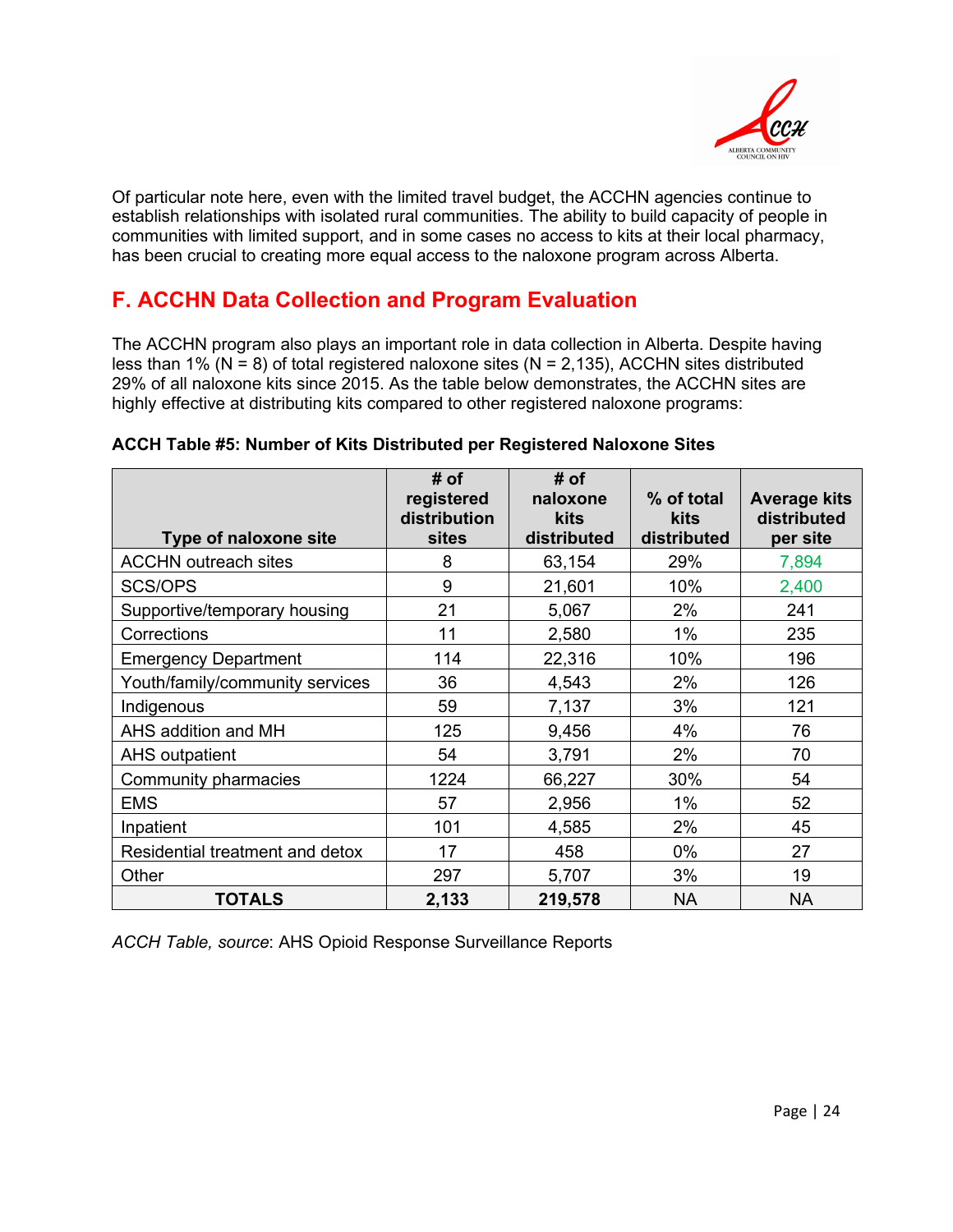Of particular note here, even with the limited travel budget, the ACCHN agencies continue to establish relationships with isolated rural communities. The ability to build capacity of people in communities with limited support, and in some cases no access to kits at their local pharmacy, has been crucial to creating more equal access to the naloxone program across Alberta.

## F. ACCHN Data Collection and Program Evaluation

The ACCHN program also plays an important role in data collection in Alberta. Despite having less than 1% (N = 8) of total registered naloxone sites (N = 2,135), ACCHN sites distributed 29% of all naloxone kits since 2015. As the table below demonstrates, the ACCHN sites are highly effective at distributing kits compared to other registered naloxone programs:

**ACCH Table #5: Number of Kits Distributed per Registered Naloxone Sites**

| Type of naloxone site | # of registered distribution sites | # of naloxone kits distributed | % of total kits distributed | Average kits distributed per site |
|---|---|---|---|---|
| ACCHN outreach sites | 8 | 63,154 | 29% | 7,894 |
| SCS/OPS | 9 | 21,601 | 10% | 2,400 |
| Supportive/temporary housing | 21 | 5,067 | 2% | 241 |
| Corrections | 11 | 2,580 | 1% | 235 |
| Emergency Department | 114 | 22,316 | 10% | 196 |
| Youth/family/community services | 36 | 4,543 | 2% | 126 |
| Indigenous | 59 | 7,137 | 3% | 121 |
| AHS addition and MH | 125 | 9,456 | 4% | 76 |
| AHS outpatient | 54 | 3,791 | 2% | 70 |
| Community pharmacies | 1224 | 66,227 | 30% | 54 |
| EMS | 57 | 2,956 | 1% | 52 |
| Inpatient | 101 | 4,585 | 2% | 45 |
| Residential treatment and detox | 17 | 458 | 0% | 27 |
| Other | 297 | 5,707 | 3% | 19 |
| **TOTALS** | **2,133** | **219,578** | NA | NA |

*ACCH Table, source*: AHS Opioid Response Surveillance Reports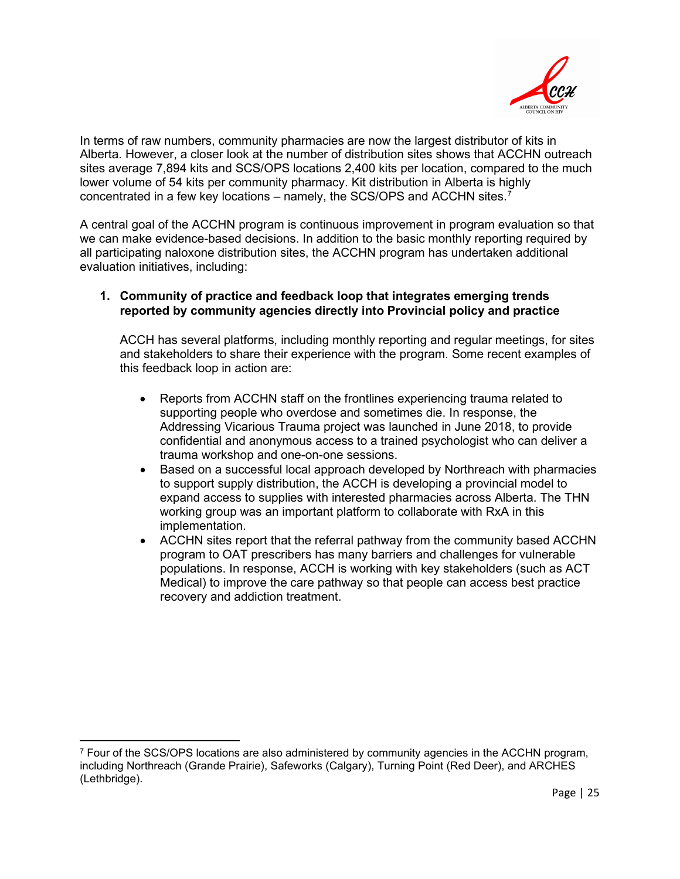In terms of raw numbers, community pharmacies are now the largest distributor of kits in Alberta. However, a closer look at the number of distribution sites shows that ACCHN outreach sites average 7,894 kits and SCS/OPS locations 2,400 kits per location, compared to the much lower volume of 54 kits per community pharmacy. Kit distribution in Alberta is highly concentrated in a few key locations – namely, the SCS/OPS and ACCHN sites.[7]

A central goal of the ACCHN program is continuous improvement in program evaluation so that we can make evidence-based decisions. In addition to the basic monthly reporting required by all participating naloxone distribution sites, the ACCHN program has undertaken additional evaluation initiatives, including:

1. **Community of practice and feedback loop that integrates emerging trends reported by community agencies directly into Provincial policy and practice**

   ACCH has several platforms, including monthly reporting and regular meetings, for sites and stakeholders to share their experience with the program. Some recent examples of this feedback loop in action are:

   - Reports from ACCHN staff on the frontlines experiencing trauma related to supporting people who overdose and sometimes die. In response, the Addressing Vicarious Trauma project was launched in June 2018, to provide confidential and anonymous access to a trained psychologist who can deliver a trauma workshop and one-on-one sessions.
   - Based on a successful local approach developed by Northreach with pharmacies to support supply distribution, the ACCH is developing a provincial model to expand access to supplies with interested pharmacies across Alberta. The THN working group was an important platform to collaborate with RxA in this implementation.
   - ACCHN sites report that the referral pathway from the community based ACCHN program to OAT prescribers has many barriers and challenges for vulnerable populations. In response, ACCH is working with key stakeholders (such as ACT Medical) to improve the care pathway so that people can access best practice recovery and addiction treatment.

[7] Four of the SCS/OPS locations are also administered by community agencies in the ACCHN program, including Northreach (Grande Prairie), Safeworks (Calgary), Turning Point (Red Deer), and ARCHES (Lethbridge).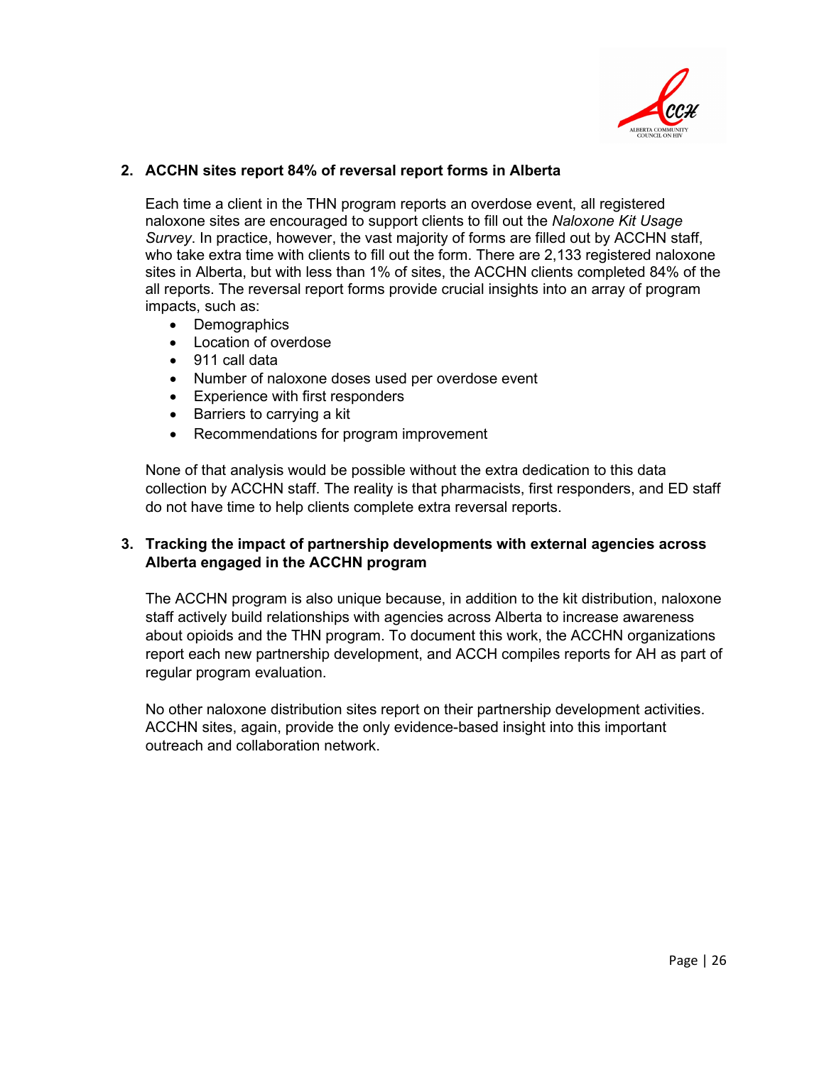2. **ACCHN sites report 84% of reversal report forms in Alberta**

   Each time a client in the THN program reports an overdose event, all registered naloxone sites are encouraged to support clients to fill out the *Naloxone Kit Usage Survey*. In practice, however, the vast majority of forms are filled out by ACCHN staff, who take extra time with clients to fill out the form. There are 2,133 registered naloxone sites in Alberta, but with less than 1% of sites, the ACCHN clients completed 84% of the all reports. The reversal report forms provide crucial insights into an array of program impacts, such as:

   - Demographics
   - Location of overdose
   - 911 call data
   - Number of naloxone doses used per overdose event
   - Experience with first responders
   - Barriers to carrying a kit
   - Recommendations for program improvement

   None of that analysis would be possible without the extra dedication to this data collection by ACCHN staff. The reality is that pharmacists, first responders, and ED staff do not have time to help clients complete extra reversal reports.

3. **Tracking the impact of partnership developments with external agencies across Alberta engaged in the ACCHN program**

   The ACCHN program is also unique because, in addition to the kit distribution, naloxone staff actively build relationships with agencies across Alberta to increase awareness about opioids and the THN program. To document this work, the ACCHN organizations report each new partnership development, and ACCH compiles reports for AH as part of regular program evaluation.

   No other naloxone distribution sites report on their partnership development activities. ACCHN sites, again, provide the only evidence-based insight into this important outreach and collaboration network.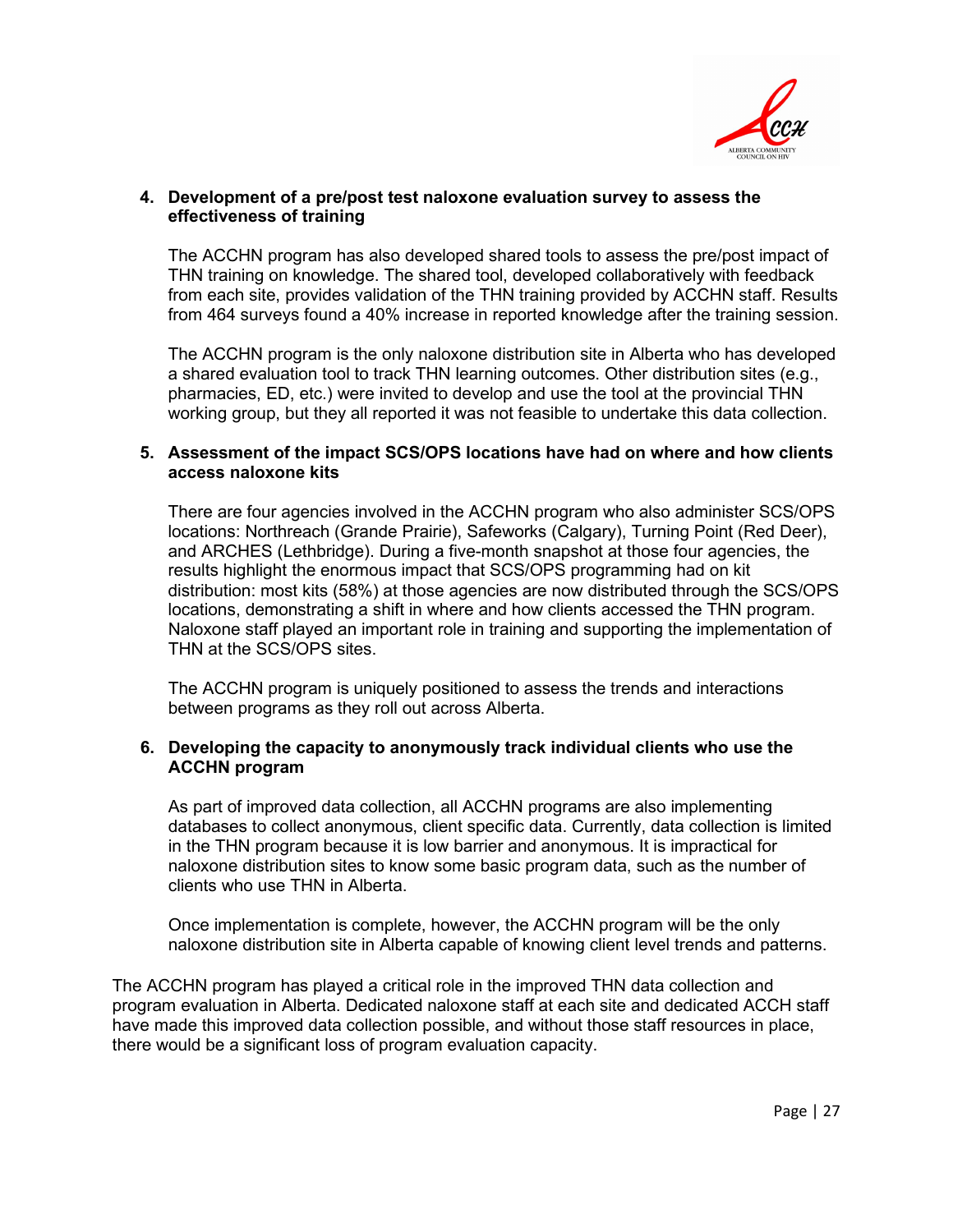4. **Development of a pre/post test naloxone evaluation survey to assess the effectiveness of training**

   The ACCHN program has also developed shared tools to assess the pre/post impact of THN training on knowledge. The shared tool, developed collaboratively with feedback from each site, provides validation of the THN training provided by ACCHN staff. Results from 464 surveys found a 40% increase in reported knowledge after the training session.

   The ACCHN program is the only naloxone distribution site in Alberta who has developed a shared evaluation tool to track THN learning outcomes. Other distribution sites (e.g., pharmacies, ED, etc.) were invited to develop and use the tool at the provincial THN working group, but they all reported it was not feasible to undertake this data collection.

5. **Assessment of the impact SCS/OPS locations have had on where and how clients access naloxone kits**

   There are four agencies involved in the ACCHN program who also administer SCS/OPS locations: Northreach (Grande Prairie), Safeworks (Calgary), Turning Point (Red Deer), and ARCHES (Lethbridge). During a five-month snapshot at those four agencies, the results highlight the enormous impact that SCS/OPS programming had on kit distribution: most kits (58%) at those agencies are now distributed through the SCS/OPS locations, demonstrating a shift in where and how clients accessed the THN program. Naloxone staff played an important role in training and supporting the implementation of THN at the SCS/OPS sites.

   The ACCHN program is uniquely positioned to assess the trends and interactions between programs as they roll out across Alberta.

6. **Developing the capacity to anonymously track individual clients who use the ACCHN program**

   As part of improved data collection, all ACCHN programs are also implementing databases to collect anonymous, client specific data. Currently, data collection is limited in the THN program because it is low barrier and anonymous. It is impractical for naloxone distribution sites to know some basic program data, such as the number of clients who use THN in Alberta.

   Once implementation is complete, however, the ACCHN program will be the only naloxone distribution site in Alberta capable of knowing client level trends and patterns.

The ACCHN program has played a critical role in the improved THN data collection and program evaluation in Alberta. Dedicated naloxone staff at each site and dedicated ACCH staff have made this improved data collection possible, and without those staff resources in place, there would be a significant loss of program evaluation capacity.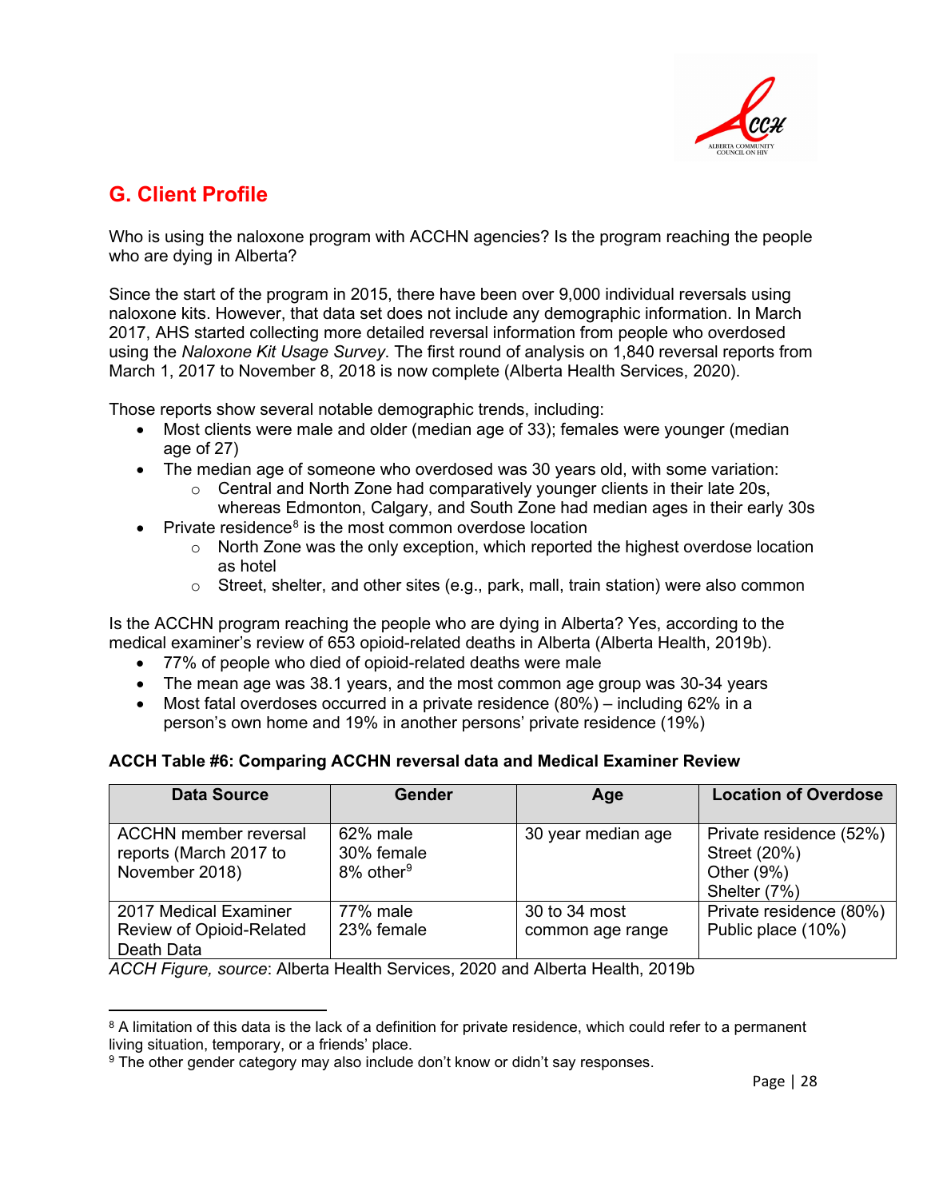## G. Client Profile

Who is using the naloxone program with ACCHN agencies? Is the program reaching the people who are dying in Alberta?

Since the start of the program in 2015, there have been over 9,000 individual reversals using naloxone kits. However, that data set does not include any demographic information. In March 2017, AHS started collecting more detailed reversal information from people who overdosed using the *Naloxone Kit Usage Survey*. The first round of analysis on 1,840 reversal reports from March 1, 2017 to November 8, 2018 is now complete (Alberta Health Services, 2020).

Those reports show several notable demographic trends, including:

- Most clients were male and older (median age of 33); females were younger (median age of 27)
- The median age of someone who overdosed was 30 years old, with some variation:
  - Central and North Zone had comparatively younger clients in their late 20s, whereas Edmonton, Calgary, and South Zone had median ages in their early 30s
- Private residence[8] is the most common overdose location
  - North Zone was the only exception, which reported the highest overdose location as hotel
  - Street, shelter, and other sites (e.g., park, mall, train station) were also common

Is the ACCHN program reaching the people who are dying in Alberta? Yes, according to the medical examiner's review of 653 opioid-related deaths in Alberta (Alberta Health, 2019b).

- 77% of people who died of opioid-related deaths were male
- The mean age was 38.1 years, and the most common age group was 30-34 years
- Most fatal overdoses occurred in a private residence (80%) – including 62% in a person's own home and 19% in another persons' private residence (19%)

**ACCH Table #6: Comparing ACCHN reversal data and Medical Examiner Review**

| Data Source | Gender | Age | Location of Overdose |
|---|---|---|---|
| ACCHN member reversal reports (March 2017 to November 2018) | 62% male<br>30% female<br>8% other[9] | 30 year median age | Private residence (52%)<br>Street (20%)<br>Other (9%)<br>Shelter (7%) |
| 2017 Medical Examiner Review of Opioid-Related Death Data | 77% male<br>23% female | 30 to 34 most common age range | Private residence (80%)<br>Public place (10%) |

*ACCH Figure, source*: Alberta Health Services, 2020 and Alberta Health, 2019b

[8] A limitation of this data is the lack of a definition for private residence, which could refer to a permanent living situation, temporary, or a friends' place.

[9] The other gender category may also include don't know or didn't say responses.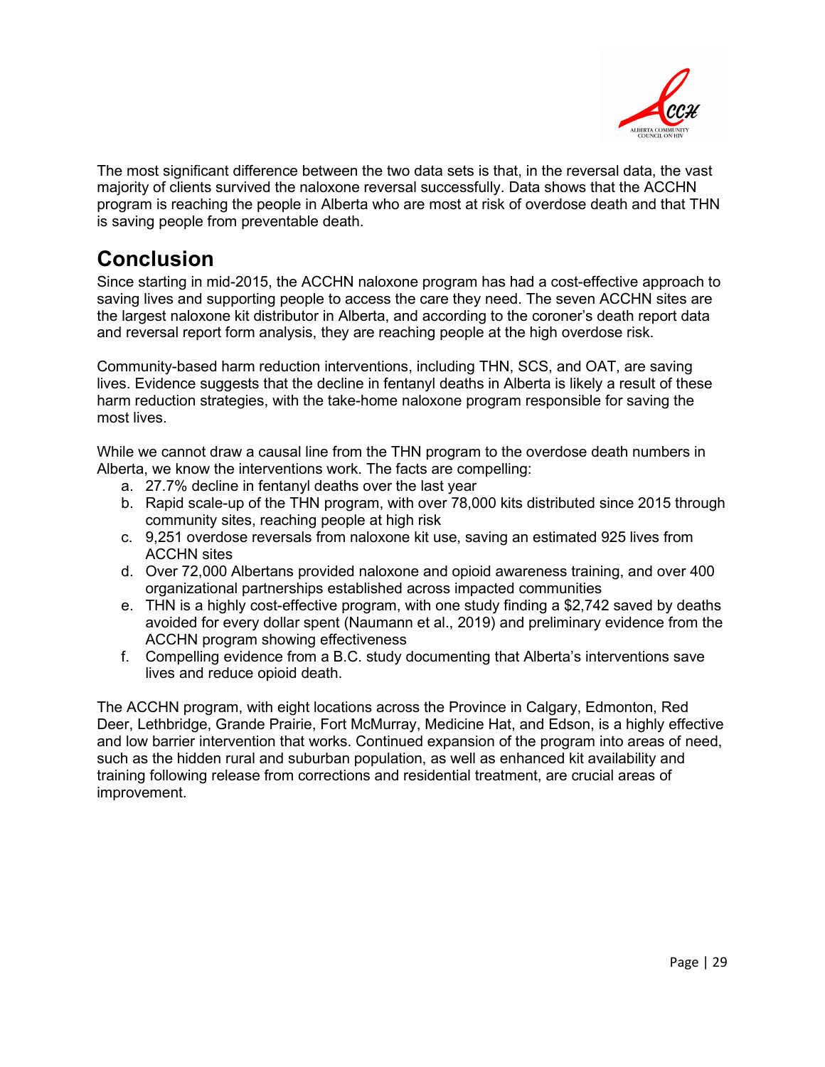The most significant difference between the two data sets is that, in the reversal data, the vast majority of clients survived the naloxone reversal successfully. Data shows that the ACCHN program is reaching the people in Alberta who are most at risk of overdose death and that THN is saving people from preventable death.

## Conclusion

Since starting in mid-2015, the ACCHN naloxone program has had a cost-effective approach to saving lives and supporting people to access the care they need. The seven ACCHN sites are the largest naloxone kit distributor in Alberta, and according to the coroner's death report data and reversal report form analysis, they are reaching people at the high overdose risk.

Community-based harm reduction interventions, including THN, SCS, and OAT, are saving lives. Evidence suggests that the decline in fentanyl deaths in Alberta is likely a result of these harm reduction strategies, with the take-home naloxone program responsible for saving the most lives.

While we cannot draw a causal line from the THN program to the overdose death numbers in Alberta, we know the interventions work. The facts are compelling:

a. 27.7% decline in fentanyl deaths over the last year
b. Rapid scale-up of the THN program, with over 78,000 kits distributed since 2015 through community sites, reaching people at high risk
c. 9,251 overdose reversals from naloxone kit use, saving an estimated 925 lives from ACCHN sites
d. Over 72,000 Albertans provided naloxone and opioid awareness training, and over 400 organizational partnerships established across impacted communities
e. THN is a highly cost-effective program, with one study finding a $2,742 saved by deaths avoided for every dollar spent (Naumann et al., 2019) and preliminary evidence from the ACCHN program showing effectiveness
f. Compelling evidence from a B.C. study documenting that Alberta's interventions save lives and reduce opioid death.

The ACCHN program, with eight locations across the Province in Calgary, Edmonton, Red Deer, Lethbridge, Grande Prairie, Fort McMurray, Medicine Hat, and Edson, is a highly effective and low barrier intervention that works. Continued expansion of the program into areas of need, such as the hidden rural and suburban population, as well as enhanced kit availability and training following release from corrections and residential treatment, are crucial areas of improvement.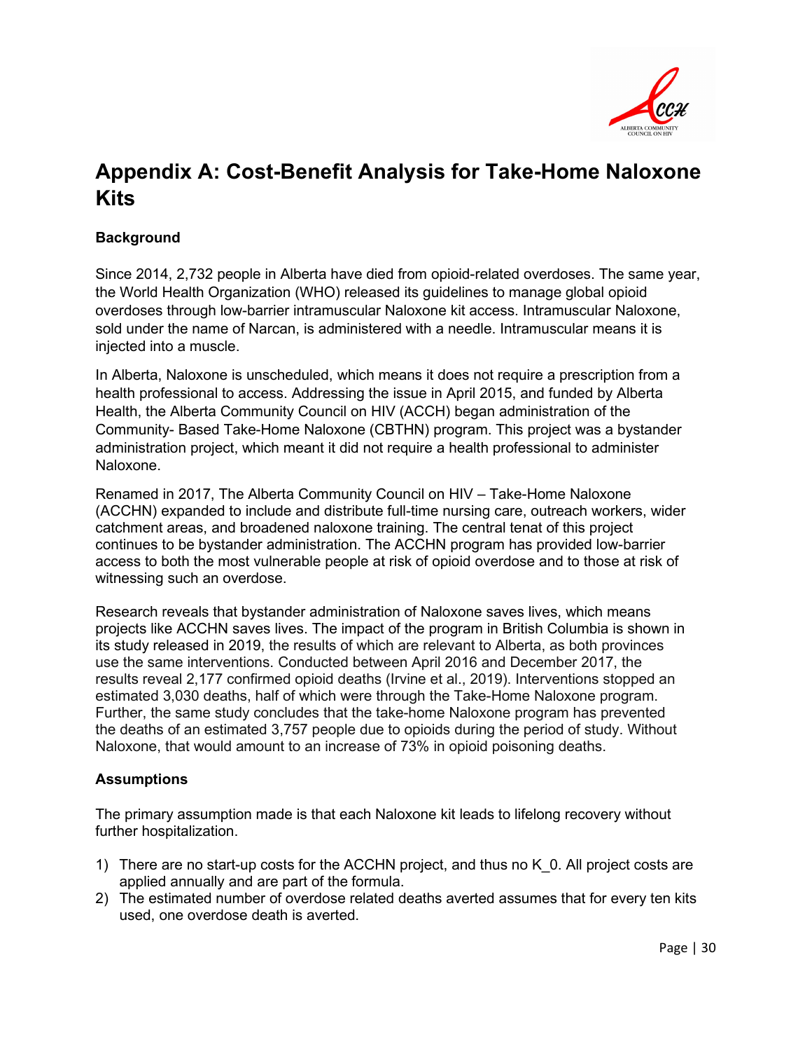# Appendix A: Cost-Benefit Analysis for Take-Home Naloxone Kits

**Background**

Since 2014, 2,732 people in Alberta have died from opioid-related overdoses. The same year, the World Health Organization (WHO) released its guidelines to manage global opioid overdoses through low-barrier intramuscular Naloxone kit access. Intramuscular Naloxone, sold under the name of Narcan, is administered with a needle. Intramuscular means it is injected into a muscle.

In Alberta, Naloxone is unscheduled, which means it does not require a prescription from a health professional to access. Addressing the issue in April 2015, and funded by Alberta Health, the Alberta Community Council on HIV (ACCH) began administration of the Community- Based Take-Home Naloxone (CBTHN) program. This project was a bystander administration project, which meant it did not require a health professional to administer Naloxone.

Renamed in 2017, The Alberta Community Council on HIV – Take-Home Naloxone (ACCHN) expanded to include and distribute full-time nursing care, outreach workers, wider catchment areas, and broadened naloxone training. The central tenat of this project continues to be bystander administration. The ACCHN program has provided low-barrier access to both the most vulnerable people at risk of opioid overdose and to those at risk of witnessing such an overdose.

Research reveals that bystander administration of Naloxone saves lives, which means projects like ACCHN saves lives. The impact of the program in British Columbia is shown in its study released in 2019, the results of which are relevant to Alberta, as both provinces use the same interventions. Conducted between April 2016 and December 2017, the results reveal 2,177 confirmed opioid deaths (Irvine et al., 2019). Interventions stopped an estimated 3,030 deaths, half of which were through the Take-Home Naloxone program. Further, the same study concludes that the take-home Naloxone program has prevented the deaths of an estimated 3,757 people due to opioids during the period of study. Without Naloxone, that would amount to an increase of 73% in opioid poisoning deaths.

**Assumptions**

The primary assumption made is that each Naloxone kit leads to lifelong recovery without further hospitalization.

1) There are no start-up costs for the ACCHN project, and thus no $K_0$. All project costs are applied annually and are part of the formula.
2) The estimated number of overdose related deaths averted assumes that for every ten kits used, one overdose death is averted.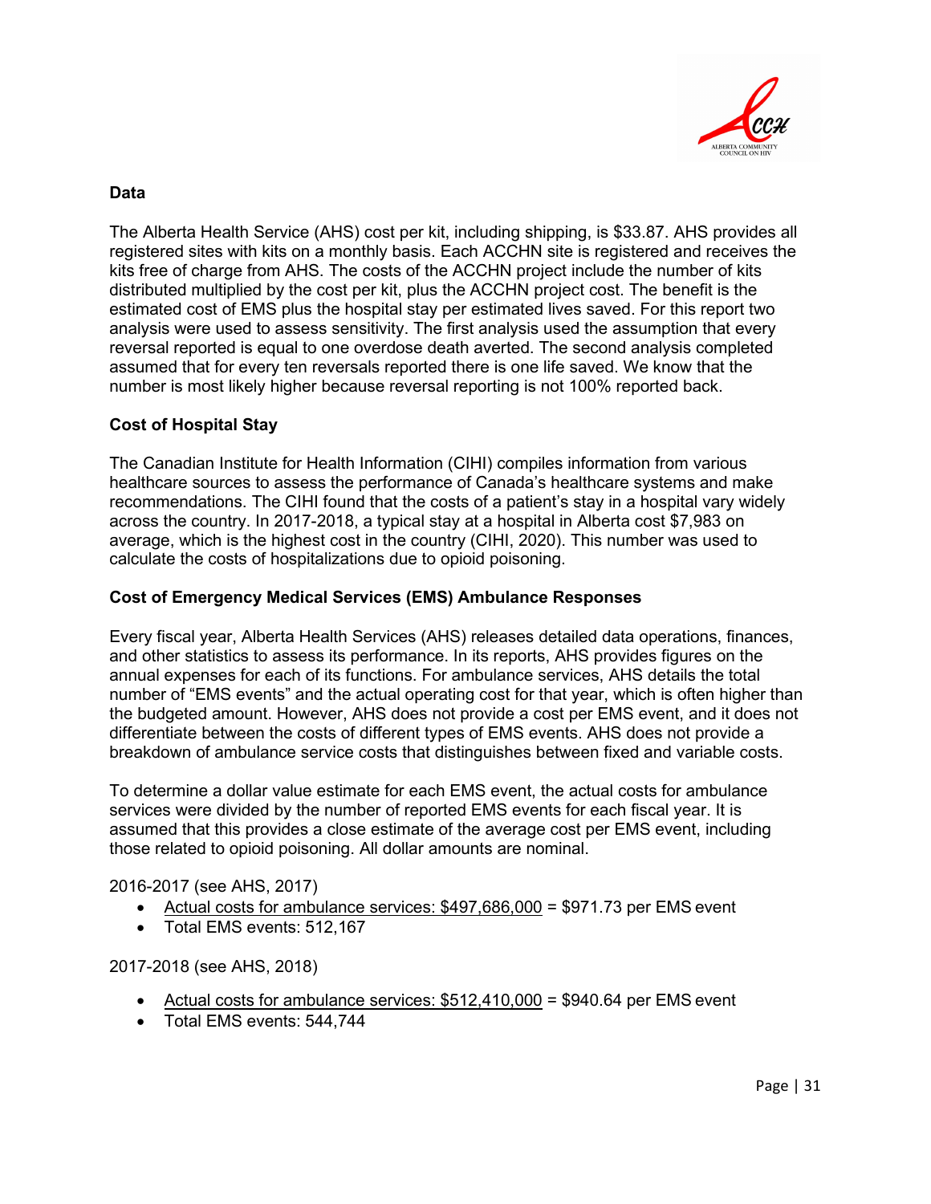## Data

The Alberta Health Service (AHS) cost per kit, including shipping, is $33.87. AHS provides all registered sites with kits on a monthly basis. Each ACCHN site is registered and receives the kits free of charge from AHS. The costs of the ACCHN project include the number of kits distributed multiplied by the cost per kit, plus the ACCHN project cost. The benefit is the estimated cost of EMS plus the hospital stay per estimated lives saved. For this report two analysis were used to assess sensitivity. The first analysis used the assumption that every reversal reported is equal to one overdose death averted. The second analysis completed assumed that for every ten reversals reported there is one life saved. We know that the number is most likely higher because reversal reporting is not 100% reported back.

## Cost of Hospital Stay

The Canadian Institute for Health Information (CIHI) compiles information from various healthcare sources to assess the performance of Canada's healthcare systems and make recommendations. The CIHI found that the costs of a patient's stay in a hospital vary widely across the country. In 2017-2018, a typical stay at a hospital in Alberta cost $7,983 on average, which is the highest cost in the country (CIHI, 2020). This number was used to calculate the costs of hospitalizations due to opioid poisoning.

## Cost of Emergency Medical Services (EMS) Ambulance Responses

Every fiscal year, Alberta Health Services (AHS) releases detailed data operations, finances, and other statistics to assess its performance. In its reports, AHS provides figures on the annual expenses for each of its functions. For ambulance services, AHS details the total number of "EMS events" and the actual operating cost for that year, which is often higher than the budgeted amount. However, AHS does not provide a cost per EMS event, and it does not differentiate between the costs of different types of EMS events. AHS does not provide a breakdown of ambulance service costs that distinguishes between fixed and variable costs.

To determine a dollar value estimate for each EMS event, the actual costs for ambulance services were divided by the number of reported EMS events for each fiscal year. It is assumed that this provides a close estimate of the average cost per EMS event, including those related to opioid poisoning. All dollar amounts are nominal.

2016-2017 (see AHS, 2017)

- Actual costs for ambulance services: $497,686,000 = $971.73 per EMS event
- Total EMS events: 512,167

2017-2018 (see AHS, 2018)

- Actual costs for ambulance services: $512,410,000 = $940.64 per EMS event
- Total EMS events: 544,744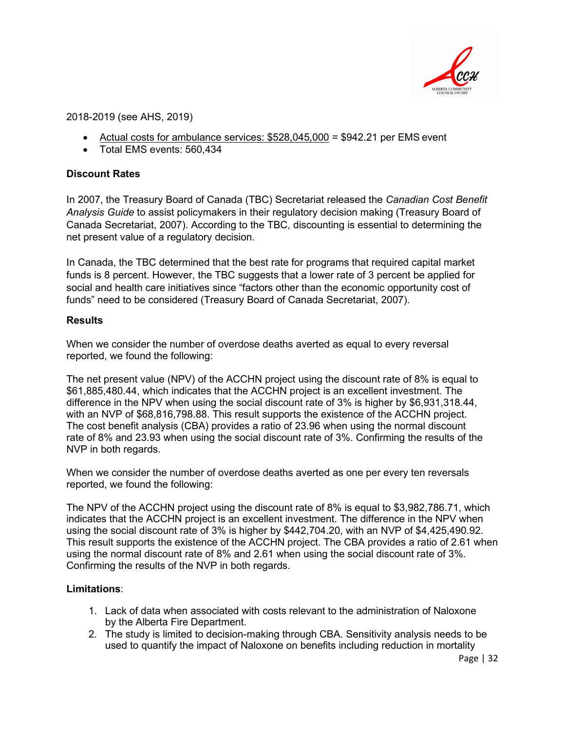2018-2019 (see AHS, 2019)

- <u>Actual costs for ambulance services: $528,045,000</u> = $942.21 per EMS event
- Total EMS events: 560,434

**Discount Rates**

In 2007, the Treasury Board of Canada (TBC) Secretariat released the *Canadian Cost Benefit Analysis Guide* to assist policymakers in their regulatory decision making (Treasury Board of Canada Secretariat, 2007). According to the TBC, discounting is essential to determining the net present value of a regulatory decision.

In Canada, the TBC determined that the best rate for programs that required capital market funds is 8 percent. However, the TBC suggests that a lower rate of 3 percent be applied for social and health care initiatives since "factors other than the economic opportunity cost of funds" need to be considered (Treasury Board of Canada Secretariat, 2007).

**Results**

When we consider the number of overdose deaths averted as equal to every reversal reported, we found the following:

The net present value (NPV) of the ACCHN project using the discount rate of 8% is equal to $61,885,480.44, which indicates that the ACCHN project is an excellent investment. The difference in the NPV when using the social discount rate of 3% is higher by $6,931,318.44, with an NVP of $68,816,798.88. This result supports the existence of the ACCHN project. The cost benefit analysis (CBA) provides a ratio of 23.96 when using the normal discount rate of 8% and 23.93 when using the social discount rate of 3%. Confirming the results of the NVP in both regards.

When we consider the number of overdose deaths averted as one per every ten reversals reported, we found the following:

The NPV of the ACCHN project using the discount rate of 8% is equal to $3,982,786.71, which indicates that the ACCHN project is an excellent investment. The difference in the NPV when using the social discount rate of 3% is higher by $442,704.20, with an NVP of $4,425,490.92. This result supports the existence of the ACCHN project. The CBA provides a ratio of 2.61 when using the normal discount rate of 8% and 2.61 when using the social discount rate of 3%. Confirming the results of the NVP in both regards.

**Limitations**:

1. Lack of data when associated with costs relevant to the administration of Naloxone by the Alberta Fire Department.
2. The study is limited to decision-making through CBA. Sensitivity analysis needs to be used to quantify the impact of Naloxone on benefits including reduction in mortality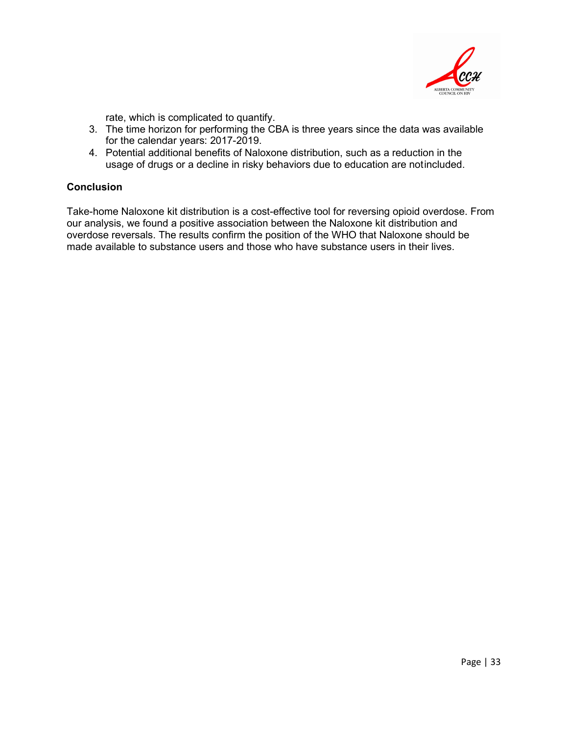rate, which is complicated to quantify.

3. The time horizon for performing the CBA is three years since the data was available for the calendar years: 2017-2019.
4. Potential additional benefits of Naloxone distribution, such as a reduction in the usage of drugs or a decline in risky behaviors due to education are notincluded.

**Conclusion**

Take-home Naloxone kit distribution is a cost-effective tool for reversing opioid overdose. From our analysis, we found a positive association between the Naloxone kit distribution and overdose reversals. The results confirm the position of the WHO that Naloxone should be made available to substance users and those who have substance users in their lives.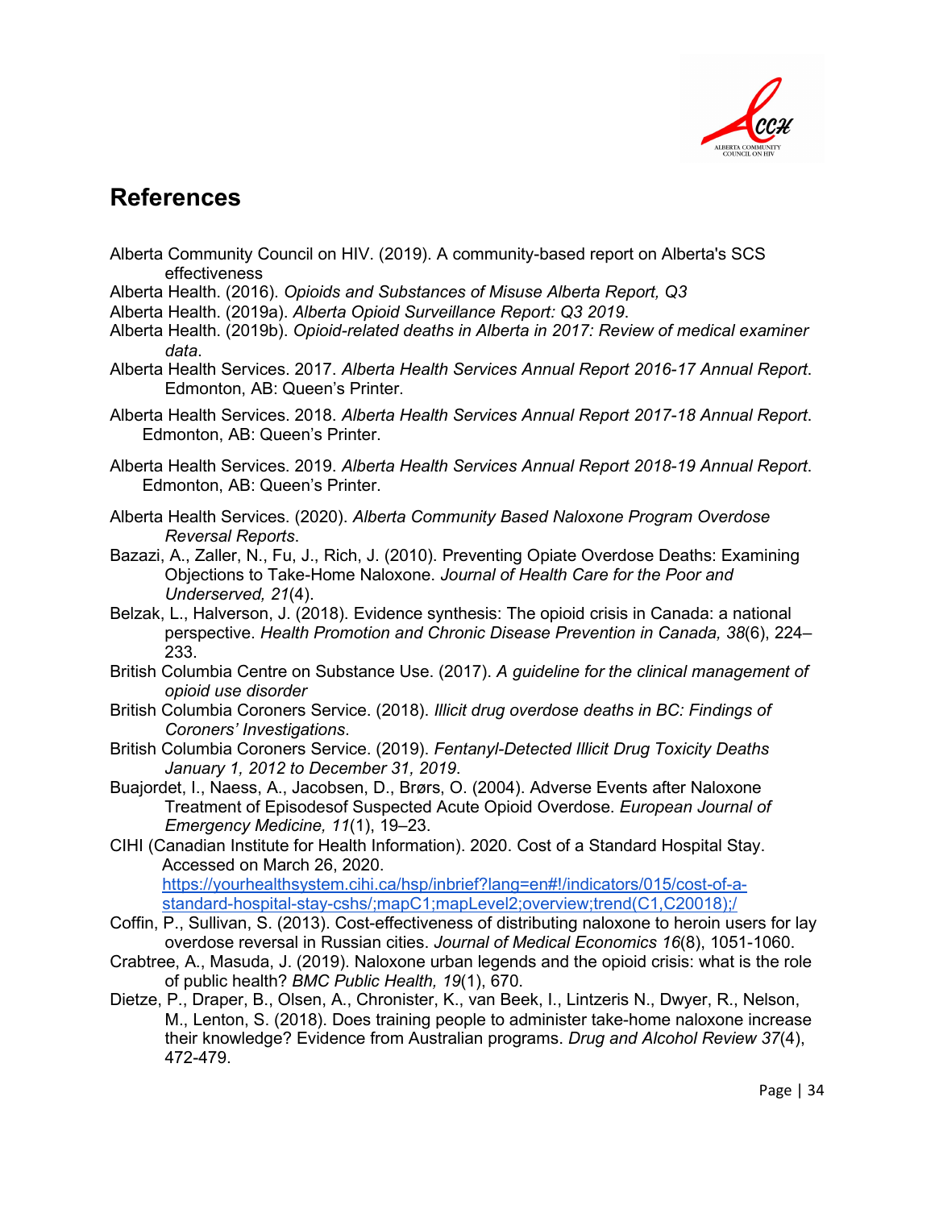## References

Alberta Community Council on HIV. (2019). A community-based report on Alberta's SCS effectiveness

Alberta Health. (2016). *Opioids and Substances of Misuse Alberta Report, Q3*

Alberta Health. (2019a). *Alberta Opioid Surveillance Report: Q3 2019*.

Alberta Health. (2019b). *Opioid-related deaths in Alberta in 2017: Review of medical examiner data*.

Alberta Health Services. 2017. *Alberta Health Services Annual Report 2016-17 Annual Report*. Edmonton, AB: Queen's Printer.

Alberta Health Services. 2018. *Alberta Health Services Annual Report 2017-18 Annual Report*. Edmonton, AB: Queen's Printer.

Alberta Health Services. 2019. *Alberta Health Services Annual Report 2018-19 Annual Report*. Edmonton, AB: Queen's Printer.

Alberta Health Services. (2020). *Alberta Community Based Naloxone Program Overdose Reversal Reports*.

Bazazi, A., Zaller, N., Fu, J., Rich, J. (2010). Preventing Opiate Overdose Deaths: Examining Objections to Take-Home Naloxone. *Journal of Health Care for the Poor and Underserved, 21*(4).

Belzak, L., Halverson, J. (2018). Evidence synthesis: The opioid crisis in Canada: a national perspective. *Health Promotion and Chronic Disease Prevention in Canada, 38*(6), 224–233.

British Columbia Centre on Substance Use. (2017). *A guideline for the clinical management of opioid use disorder*

British Columbia Coroners Service. (2018). *Illicit drug overdose deaths in BC: Findings of Coroners' Investigations*.

British Columbia Coroners Service. (2019). *Fentanyl-Detected Illicit Drug Toxicity Deaths January 1, 2012 to December 31, 2019*.

Buajordet, I., Naess, A., Jacobsen, D., Brørs, O. (2004). Adverse Events after Naloxone Treatment of Episodesof Suspected Acute Opioid Overdose. *European Journal of Emergency Medicine, 11*(1), 19–23.

CIHI (Canadian Institute for Health Information). 2020. Cost of a Standard Hospital Stay. Accessed on March 26, 2020. https://yourhealthsystem.cihi.ca/hsp/inbrief?lang=en#!/indicators/015/cost-of-a-standard-hospital-stay-cshs/;mapC1;mapLevel2;overview;trend(C1,C20018);/

Coffin, P., Sullivan, S. (2013). Cost-effectiveness of distributing naloxone to heroin users for lay overdose reversal in Russian cities. *Journal of Medical Economics 16*(8), 1051-1060.

Crabtree, A., Masuda, J. (2019). Naloxone urban legends and the opioid crisis: what is the role of public health? *BMC Public Health, 19*(1), 670.

Dietze, P., Draper, B., Olsen, A., Chronister, K., van Beek, I., Lintzeris N., Dwyer, R., Nelson, M., Lenton, S. (2018). Does training people to administer take-home naloxone increase their knowledge? Evidence from Australian programs. *Drug and Alcohol Review 37*(4), 472-479.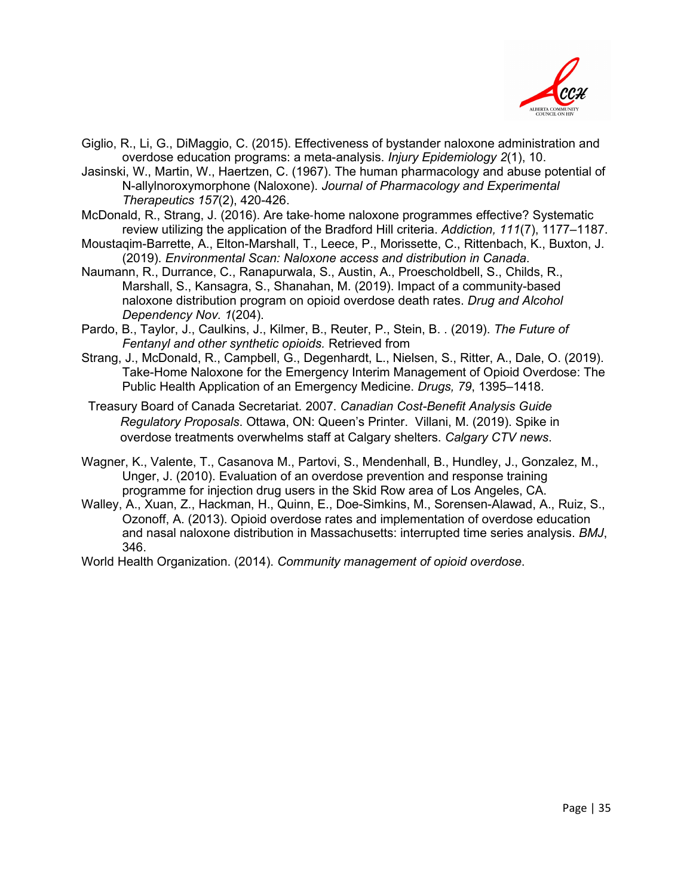Giglio, R., Li, G., DiMaggio, C. (2015). Effectiveness of bystander naloxone administration and overdose education programs: a meta-analysis. *Injury Epidemiology 2*(1), 10.

Jasinski, W., Martin, W., Haertzen, C. (1967). The human pharmacology and abuse potential of N-allylnoroxymorphone (Naloxone). *Journal of Pharmacology and Experimental Therapeutics 157*(2), 420-426.

McDonald, R., Strang, J. (2016). Are take-home naloxone programmes effective? Systematic review utilizing the application of the Bradford Hill criteria. *Addiction, 111*(7), 1177–1187.

Moustaqim-Barrette, A., Elton-Marshall, T., Leece, P., Morissette, C., Rittenbach, K., Buxton, J. (2019). *Environmental Scan: Naloxone access and distribution in Canada*.

Naumann, R., Durrance, C., Ranapurwala, S., Austin, A., Proescholdbell, S., Childs, R., Marshall, S., Kansagra, S., Shanahan, M. (2019). Impact of a community-based naloxone distribution program on opioid overdose death rates. *Drug and Alcohol Dependency Nov. 1*(204).

Pardo, B., Taylor, J., Caulkins, J., Kilmer, B., Reuter, P., Stein, B. . (2019). *The Future of Fentanyl and other synthetic opioids.* Retrieved from

Strang, J., McDonald, R., Campbell, G., Degenhardt, L., Nielsen, S., Ritter, A., Dale, O. (2019). Take-Home Naloxone for the Emergency Interim Management of Opioid Overdose: The Public Health Application of an Emergency Medicine. *Drugs, 79*, 1395–1418.

Treasury Board of Canada Secretariat. 2007. *Canadian Cost-Benefit Analysis Guide Regulatory Proposals*. Ottawa, ON: Queen's Printer. Villani, M. (2019). Spike in overdose treatments overwhelms staff at Calgary shelters. *Calgary CTV news*.

Wagner, K., Valente, T., Casanova M., Partovi, S., Mendenhall, B., Hundley, J., Gonzalez, M., Unger, J. (2010). Evaluation of an overdose prevention and response training programme for injection drug users in the Skid Row area of Los Angeles, CA.

Walley, A., Xuan, Z., Hackman, H., Quinn, E., Doe-Simkins, M., Sorensen-Alawad, A., Ruiz, S., Ozonoff, A. (2013). Opioid overdose rates and implementation of overdose education and nasal naloxone distribution in Massachusetts: interrupted time series analysis. *BMJ*, 346.

World Health Organization. (2014). *Community management of opioid overdose*.